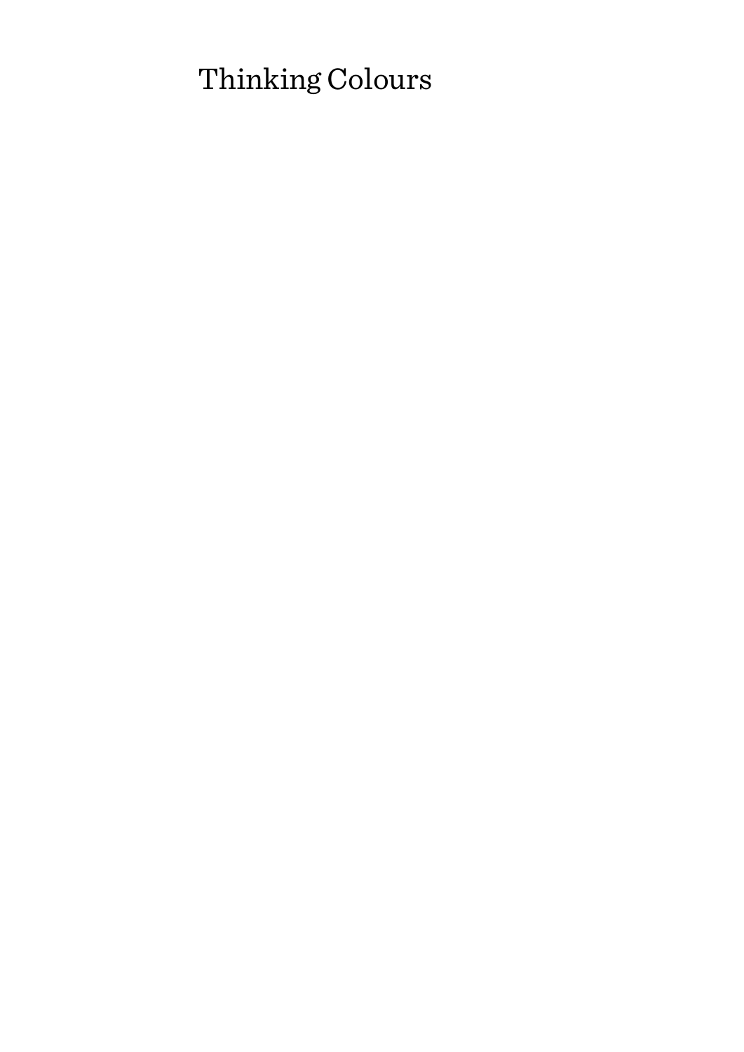# Thinking Colours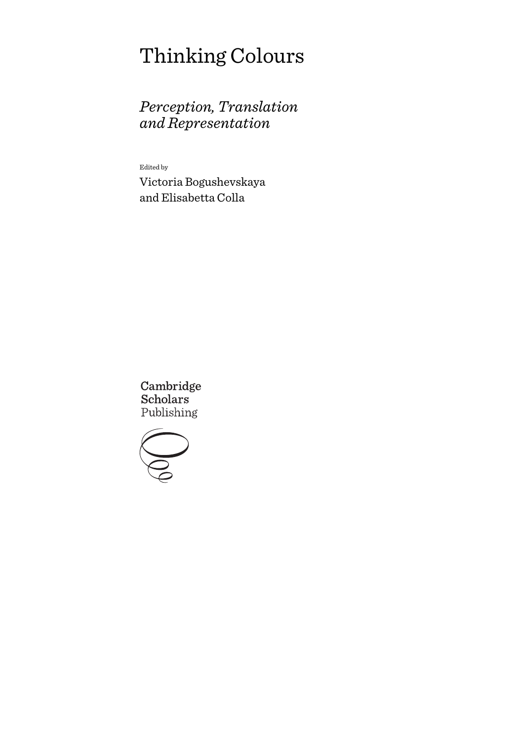# Thinking Colours

## *Perception, Translation and Representation*

Edited by

Victoria Bogushevskaya and Elisabetta Colla

Cambridge Scholars Publishing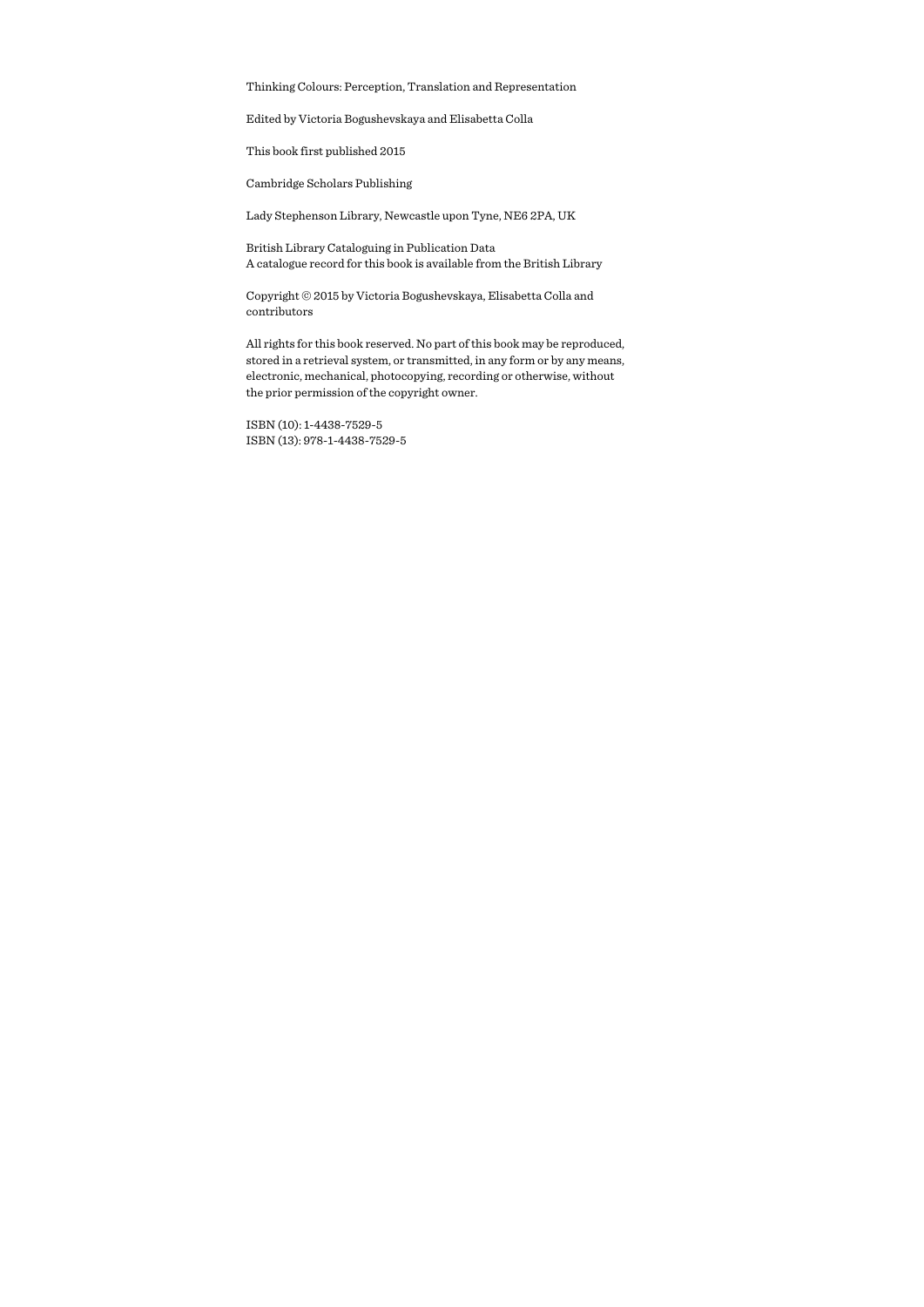Thinking Colours: Perception, Translation and Representation

Edited by Victoria Bogushevskaya and Elisabetta Colla

This book first published 2015

Cambridge Scholars Publishing

Lady Stephenson Library, Newcastle upon Tyne, NE6 2PA, UK

British Library Cataloguing in Publication Data
A catalogue record for this book is available from the British Library

Copyright © 2015 by Victoria Bogushevskaya, Elisabetta Colla and contributors

All rights for this book reserved. No part of this book may be reproduced, stored in a retrieval system, or transmitted, in any form or by any means, electronic, mechanical, photocopying, recording or otherwise, without the prior permission of the copyright owner.

ISBN (10): 1-4438-7529-5
ISBN (13): 978-1-4438-7529-5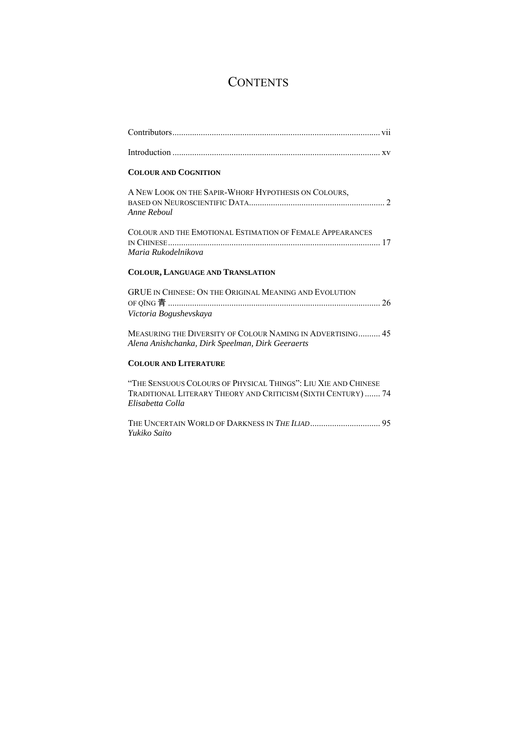# CONTENTS

Contributors .......... vii

Introduction .......... xv

**COLOUR AND COGNITION**

A NEW LOOK ON THE SAPIR-WHORF HYPOTHESIS ON COLOURS, BASED ON NEUROSCIENTIFIC DATA .......... 2
*Anne Reboul*

COLOUR AND THE EMOTIONAL ESTIMATION OF FEMALE APPEARANCES IN CHINESE .......... 17
*Maria Rukodelnikova*

**COLOUR, LANGUAGE AND TRANSLATION**

GRUE IN CHINESE: ON THE ORIGINAL MEANING AND EVOLUTION OF QĪNG 青 .......... 26
*Victoria Bogushevskaya*

MEASURING THE DIVERSITY OF COLOUR NAMING IN ADVERTISING .......... 45
*Alena Anishchanka, Dirk Speelman, Dirk Geeraerts*

**COLOUR AND LITERATURE**

"THE SENSUOUS COLOURS OF PHYSICAL THINGS": LIU XIE AND CHINESE TRADITIONAL LITERARY THEORY AND CRITICISM (SIXTH CENTURY) .......... 74
*Elisabetta Colla*

THE UNCERTAIN WORLD OF DARKNESS IN *THE ILIAD* .......... 95
*Yukiko Saito*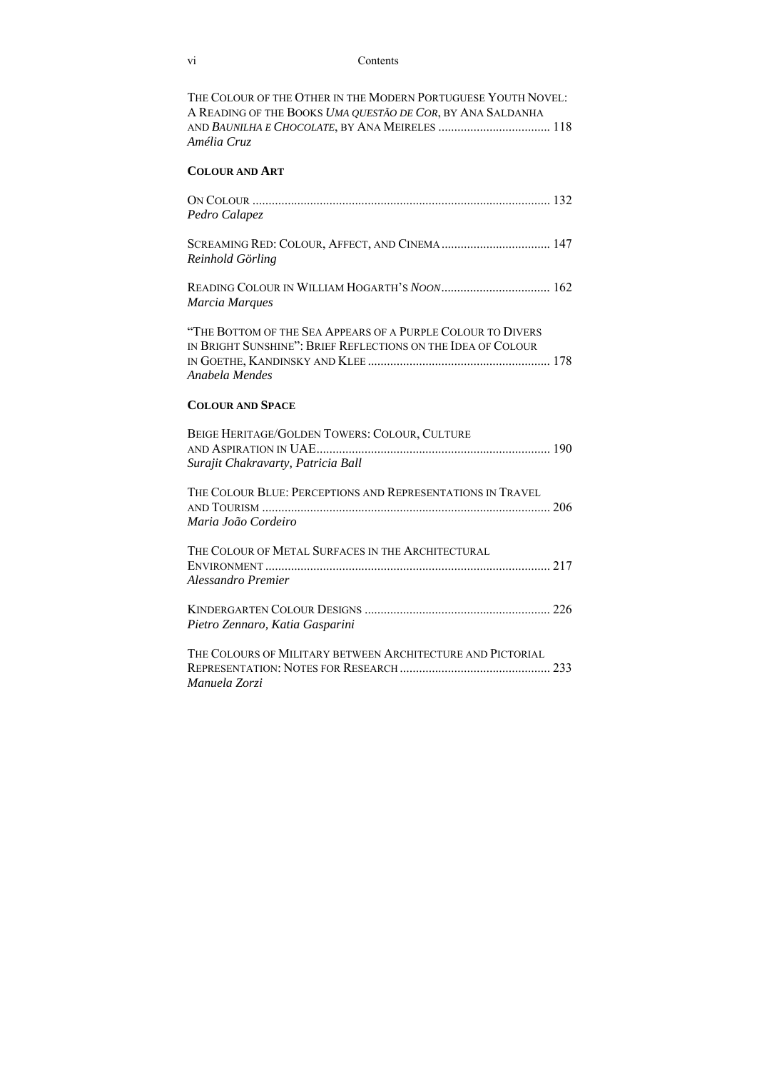THE COLOUR OF THE OTHER IN THE MODERN PORTUGUESE YOUTH NOVEL: A READING OF THE BOOKS *UMA QUESTÃO DE COR*, BY ANA SALDANHA AND *BAUNILHA E CHOCOLATE*, BY ANA MEIRELES ................................... 118
*Amélia Cruz*

## COLOUR AND ART

ON COLOUR ........................................................................................... 132
*Pedro Calapez*

SCREAMING RED: COLOUR, AFFECT, AND CINEMA .................................. 147
*Reinhold Görling*

READING COLOUR IN WILLIAM HOGARTH'S *NOON* .................................. 162
*Marcia Marques*

"THE BOTTOM OF THE SEA APPEARS OF A PURPLE COLOUR TO DIVERS IN BRIGHT SUNSHINE": BRIEF REFLECTIONS ON THE IDEA OF COLOUR IN GOETHE, KANDINSKY AND KLEE ........................................................ 178
*Anabela Mendes*

## COLOUR AND SPACE

BEIGE HERITAGE/GOLDEN TOWERS: COLOUR, CULTURE AND ASPIRATION IN UAE ........................................................................ 190
*Surajit Chakravarty, Patricia Ball*

THE COLOUR BLUE: PERCEPTIONS AND REPRESENTATIONS IN TRAVEL AND TOURISM ........................................................................................ 206
*Maria João Cordeiro*

THE COLOUR OF METAL SURFACES IN THE ARCHITECTURAL ENVIRONMENT ....................................................................................... 217
*Alessandro Premier*

KINDERGARTEN COLOUR DESIGNS ......................................................... 226
*Pietro Zennaro, Katia Gasparini*

THE COLOURS OF MILITARY BETWEEN ARCHITECTURE AND PICTORIAL REPRESENTATION: NOTES FOR RESEARCH ............................................... 233
*Manuela Zorzi*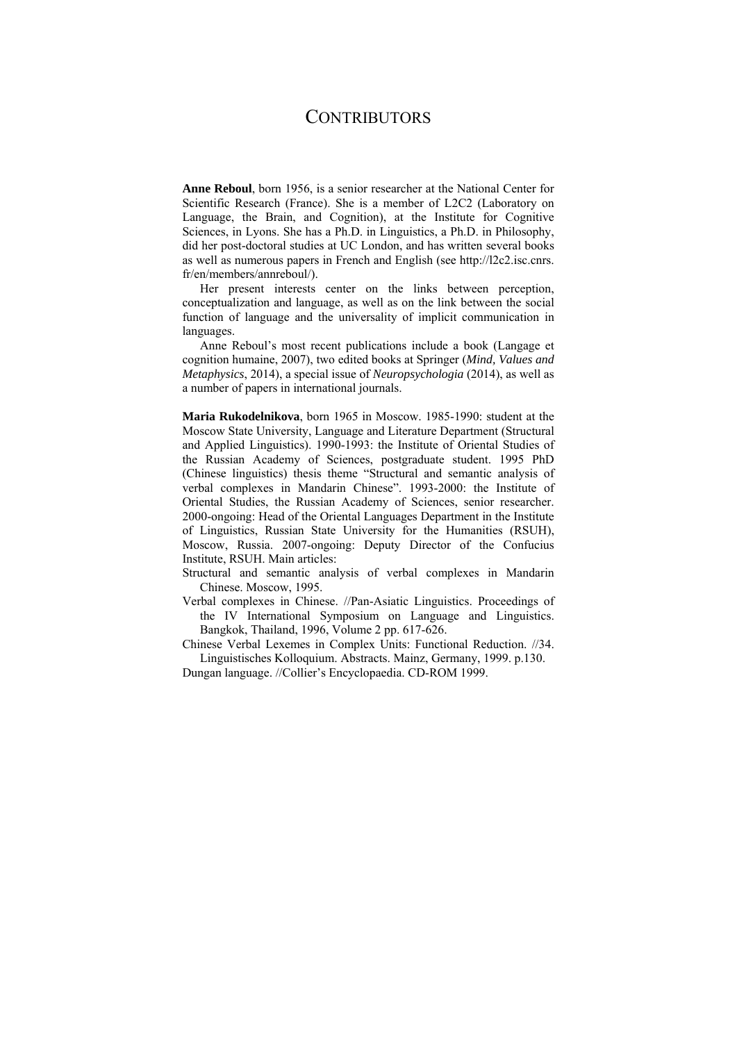# CONTRIBUTORS

**Anne Reboul**, born 1956, is a senior researcher at the National Center for Scientific Research (France). She is a member of L2C2 (Laboratory on Language, the Brain, and Cognition), at the Institute for Cognitive Sciences, in Lyons. She has a Ph.D. in Linguistics, a Ph.D. in Philosophy, did her post-doctoral studies at UC London, and has written several books as well as numerous papers in French and English (see http://l2c2.isc.cnrs.fr/en/members/annreboul/).

Her present interests center on the links between perception, conceptualization and language, as well as on the link between the social function of language and the universality of implicit communication in languages.

Anne Reboul's most recent publications include a book (Langage et cognition humaine, 2007), two edited books at Springer (*Mind, Values and Metaphysics*, 2014), a special issue of *Neuropsychologia* (2014), as well as a number of papers in international journals.

**Maria Rukodelnikova**, born 1965 in Moscow. 1985-1990: student at the Moscow State University, Language and Literature Department (Structural and Applied Linguistics). 1990-1993: the Institute of Oriental Studies of the Russian Academy of Sciences, postgraduate student. 1995 PhD (Chinese linguistics) thesis theme "Structural and semantic analysis of verbal complexes in Mandarin Chinese". 1993-2000: the Institute of Oriental Studies, the Russian Academy of Sciences, senior researcher. 2000-ongoing: Head of the Oriental Languages Department in the Institute of Linguistics, Russian State University for the Humanities (RSUH), Moscow, Russia. 2007-ongoing: Deputy Director of the Confucius Institute, RSUH. Main articles:

Structural and semantic analysis of verbal complexes in Mandarin Chinese. Moscow, 1995.

Verbal complexes in Chinese. //Pan-Asiatic Linguistics. Proceedings of the IV International Symposium on Language and Linguistics. Bangkok, Thailand, 1996, Volume 2 pp. 617-626.

Chinese Verbal Lexemes in Complex Units: Functional Reduction. //34. Linguistisches Kolloquium. Abstracts. Mainz, Germany, 1999. p.130.

Dungan language. //Collier's Encyclopaedia. CD-ROM 1999.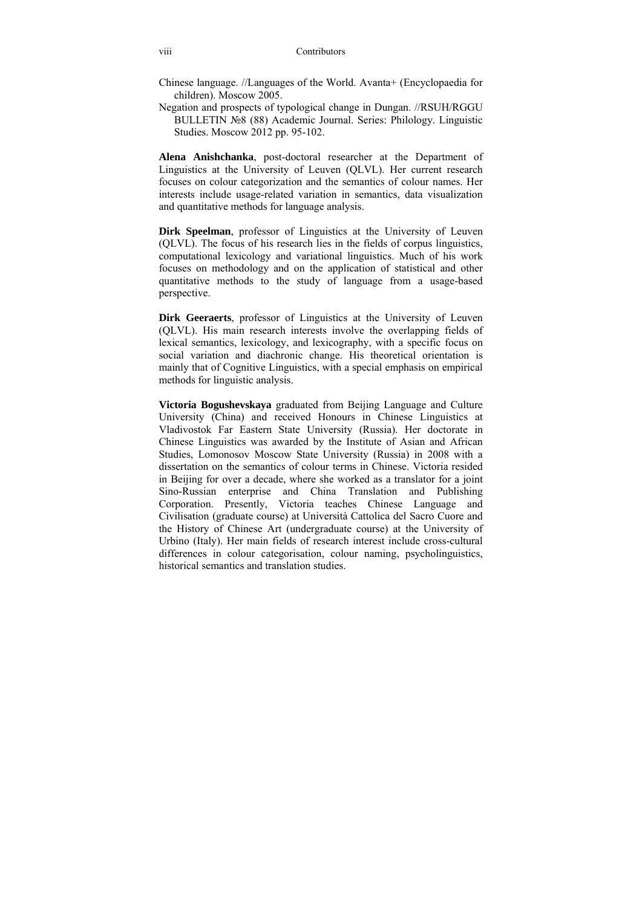Chinese language. //Languages of the World. Avanta+ (Encyclopaedia for children). Moscow 2005.

Negation and prospects of typological change in Dungan. //RSUH/RGGU BULLETIN №8 (88) Academic Journal. Series: Philology. Linguistic Studies. Moscow 2012 pp. 95-102.

**Alena Anishchanka**, post-doctoral researcher at the Department of Linguistics at the University of Leuven (QLVL). Her current research focuses on colour categorization and the semantics of colour names. Her interests include usage-related variation in semantics, data visualization and quantitative methods for language analysis.

**Dirk Speelman**, professor of Linguistics at the University of Leuven (QLVL). The focus of his research lies in the fields of corpus linguistics, computational lexicology and variational linguistics. Much of his work focuses on methodology and on the application of statistical and other quantitative methods to the study of language from a usage-based perspective.

**Dirk Geeraerts**, professor of Linguistics at the University of Leuven (QLVL). His main research interests involve the overlapping fields of lexical semantics, lexicology, and lexicography, with a specific focus on social variation and diachronic change. His theoretical orientation is mainly that of Cognitive Linguistics, with a special emphasis on empirical methods for linguistic analysis.

**Victoria Bogushevskaya** graduated from Beijing Language and Culture University (China) and received Honours in Chinese Linguistics at Vladivostok Far Eastern State University (Russia). Her doctorate in Chinese Linguistics was awarded by the Institute of Asian and African Studies, Lomonosov Moscow State University (Russia) in 2008 with a dissertation on the semantics of colour terms in Chinese. Victoria resided in Beijing for over a decade, where she worked as a translator for a joint Sino-Russian enterprise and China Translation and Publishing Corporation. Presently, Victoria teaches Chinese Language and Civilisation (graduate course) at Università Cattolica del Sacro Cuore and the History of Chinese Art (undergraduate course) at the University of Urbino (Italy). Her main fields of research interest include cross-cultural differences in colour categorisation, colour naming, psycholinguistics, historical semantics and translation studies.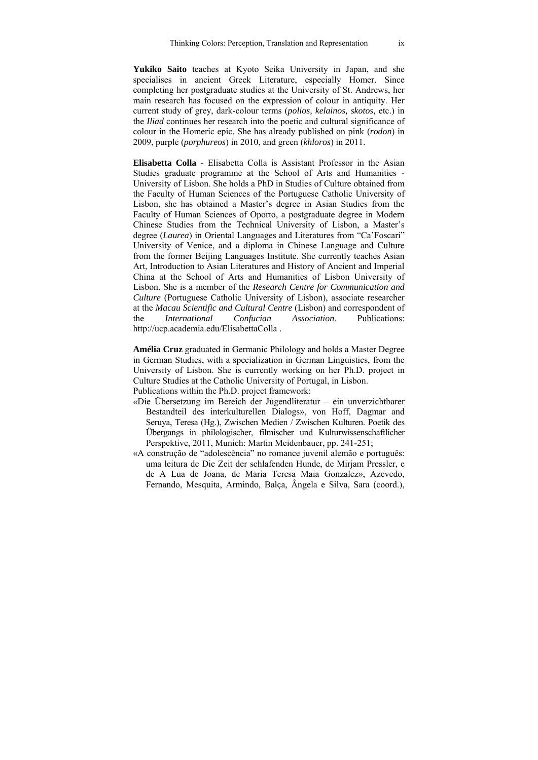**Yukiko Saito** teaches at Kyoto Seika University in Japan, and she specialises in ancient Greek Literature, especially Homer. Since completing her postgraduate studies at the University of St. Andrews, her main research has focused on the expression of colour in antiquity. Her current study of grey, dark-colour terms (*polios, kelainos, skotos,* etc.) in the *Iliad* continues her research into the poetic and cultural significance of colour in the Homeric epic. She has already published on pink (*rodon*) in 2009, purple (*porphureos*) in 2010, and green (*khloros*) in 2011.

**Elisabetta Colla** - Elisabetta Colla is Assistant Professor in the Asian Studies graduate programme at the School of Arts and Humanities - University of Lisbon. She holds a PhD in Studies of Culture obtained from the Faculty of Human Sciences of the Portuguese Catholic University of Lisbon, she has obtained a Master's degree in Asian Studies from the Faculty of Human Sciences of Oporto, a postgraduate degree in Modern Chinese Studies from the Technical University of Lisbon, a Master's degree (*Laurea*) in Oriental Languages and Literatures from "Ca'Foscari" University of Venice, and a diploma in Chinese Language and Culture from the former Beijing Languages Institute. She currently teaches Asian Art, Introduction to Asian Literatures and History of Ancient and Imperial China at the School of Arts and Humanities of Lisbon University of Lisbon. She is a member of the *Research Centre for Communication and Culture* (Portuguese Catholic University of Lisbon), associate researcher at the *Macau Scientific and Cultural Centre* (Lisbon) and correspondent of the *International Confucian Association*. Publications: http://ucp.academia.edu/ElisabettaColla .

**Amélia Cruz** graduated in Germanic Philology and holds a Master Degree in German Studies, with a specialization in German Linguistics, from the University of Lisbon. She is currently working on her Ph.D. project in Culture Studies at the Catholic University of Portugal, in Lisbon.
Publications within the Ph.D. project framework:

«Die Übersetzung im Bereich der Jugendliteratur – ein unverzichtbarer Bestandteil des interkulturellen Dialogs», von Hoff, Dagmar and Seruya, Teresa (Hg.), Zwischen Medien / Zwischen Kulturen. Poetik des Übergangs in philologischer, filmischer und Kulturwissenschaftlicher Perspektive, 2011, Munich: Martin Meidenbauer, pp. 241-251;

«A construção de "adolescência" no romance juvenil alemão e português: uma leitura de Die Zeit der schlafenden Hunde, de Mirjam Pressler, e de A Lua de Joana, de Maria Teresa Maia Gonzalez», Azevedo, Fernando, Mesquita, Armindo, Balça, Ângela e Silva, Sara (coord.),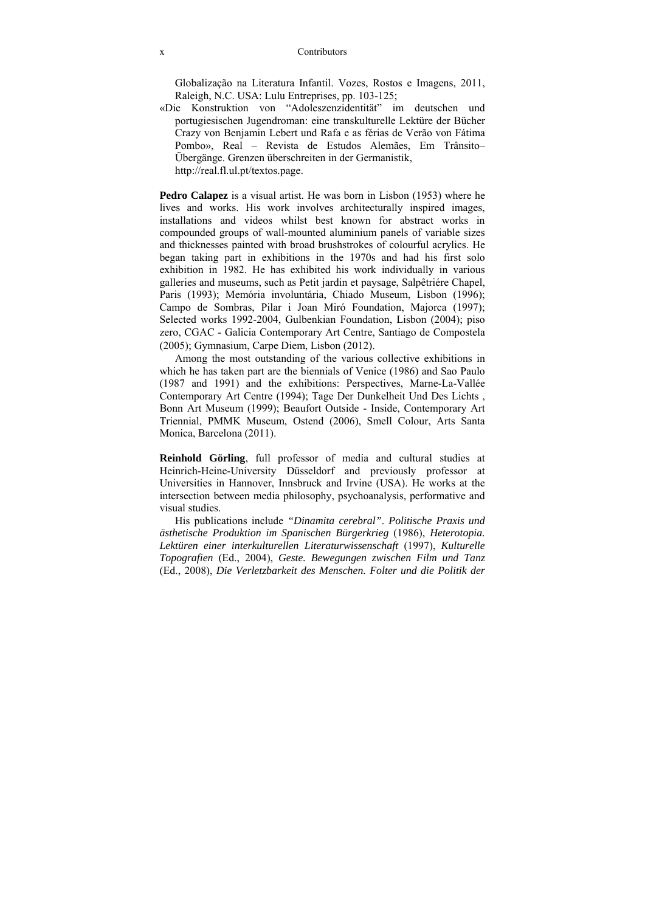Globalização na Literatura Infantil. Vozes, Rostos e Imagens, 2011, Raleigh, N.C. USA: Lulu Entreprises, pp. 103-125;

«Die Konstruktion von "Adoleszenzidentität" im deutschen und portugiesischen Jugendroman: eine transkulturelle Lektüre der Bücher Crazy von Benjamin Lebert und Rafa e as férias de Verão von Fátima Pombo», Real – Revista de Estudos Alemães, Em Trânsito– Übergänge. Grenzen überschreiten in der Germanistik, http://real.fl.ul.pt/textos.page.

**Pedro Calapez** is a visual artist. He was born in Lisbon (1953) where he lives and works. His work involves architecturally inspired images, installations and videos whilst best known for abstract works in compounded groups of wall-mounted aluminium panels of variable sizes and thicknesses painted with broad brushstrokes of colourful acrylics. He began taking part in exhibitions in the 1970s and had his first solo exhibition in 1982. He has exhibited his work individually in various galleries and museums, such as Petit jardin et paysage, Salpêtriére Chapel, Paris (1993); Memória involuntária, Chiado Museum, Lisbon (1996); Campo de Sombras, Pilar i Joan Miró Foundation, Majorca (1997); Selected works 1992-2004, Gulbenkian Foundation, Lisbon (2004); piso zero, CGAC - Galicia Contemporary Art Centre, Santiago de Compostela (2005); Gymnasium, Carpe Diem, Lisbon (2012).

Among the most outstanding of the various collective exhibitions in which he has taken part are the biennials of Venice (1986) and Sao Paulo (1987 and 1991) and the exhibitions: Perspectives, Marne-La-Vallée Contemporary Art Centre (1994); Tage Der Dunkelheit Und Des Lichts , Bonn Art Museum (1999); Beaufort Outside - Inside, Contemporary Art Triennial, PMMK Museum, Ostend (2006), Smell Colour, Arts Santa Monica, Barcelona (2011).

**Reinhold Görling**, full professor of media and cultural studies at Heinrich-Heine-University Düsseldorf and previously professor at Universities in Hannover, Innsbruck and Irvine (USA). He works at the intersection between media philosophy, psychoanalysis, performative and visual studies.

His publications include *"Dinamita cerebral". Politische Praxis und ästhetische Produktion im Spanischen Bürgerkrieg* (1986), *Heterotopia. Lektüren einer interkulturellen Literaturwissenschaft* (1997), *Kulturelle Topografien* (Ed., 2004), *Geste. Bewegungen zwischen Film und Tanz* (Ed., 2008), *Die Verletzbarkeit des Menschen. Folter und die Politik der*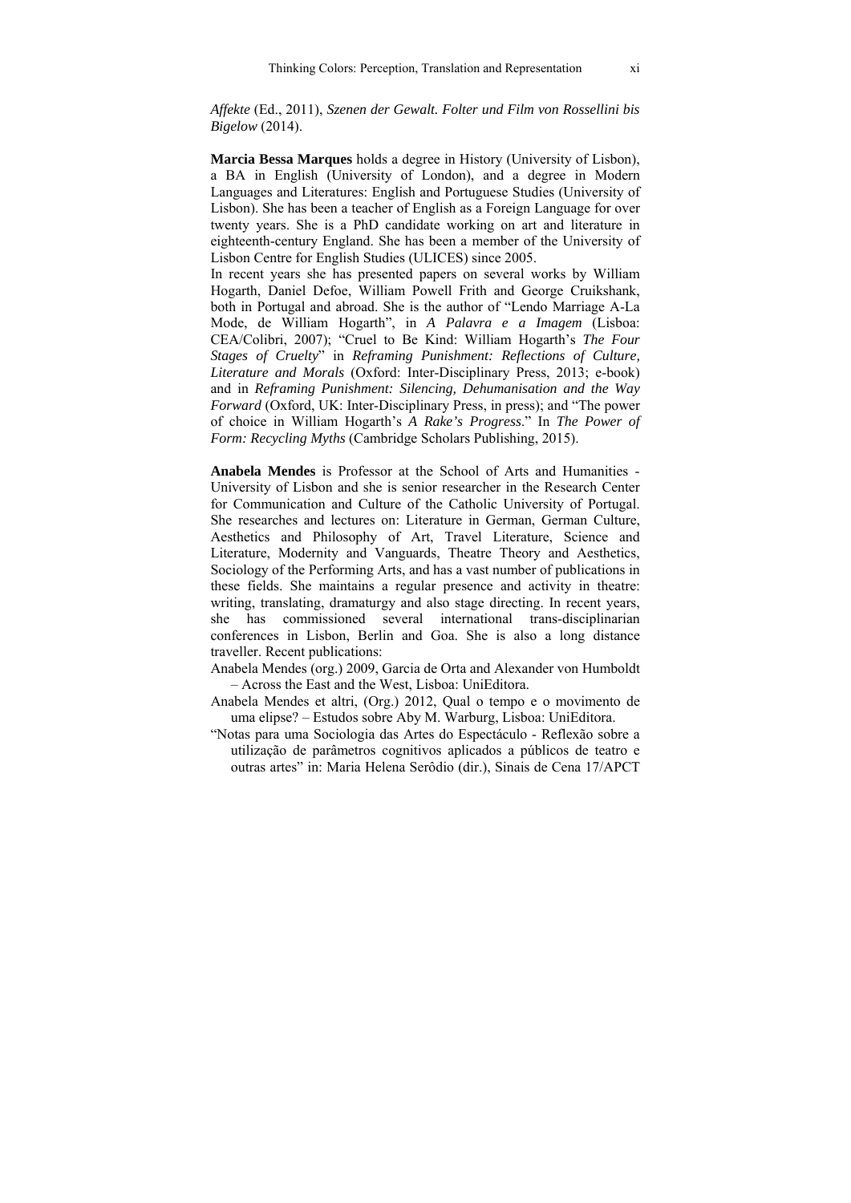*Affekte* (Ed., 2011), *Szenen der Gewalt. Folter und Film von Rossellini bis Bigelow* (2014).

**Marcia Bessa Marques** holds a degree in History (University of Lisbon), a BA in English (University of London), and a degree in Modern Languages and Literatures: English and Portuguese Studies (University of Lisbon). She has been a teacher of English as a Foreign Language for over twenty years. She is a PhD candidate working on art and literature in eighteenth-century England. She has been a member of the University of Lisbon Centre for English Studies (ULICES) since 2005.
In recent years she has presented papers on several works by William Hogarth, Daniel Defoe, William Powell Frith and George Cruikshank, both in Portugal and abroad. She is the author of "Lendo Marriage A-La Mode, de William Hogarth", in *A Palavra e a Imagem* (Lisboa: CEA/Colibri, 2007); "Cruel to Be Kind: William Hogarth's *The Four Stages of Cruelty*" in *Reframing Punishment: Reflections of Culture, Literature and Morals* (Oxford: Inter-Disciplinary Press, 2013; e-book) and in *Reframing Punishment: Silencing, Dehumanisation and the Way Forward* (Oxford, UK: Inter-Disciplinary Press, in press); and "The power of choice in William Hogarth's *A Rake's Progress*." In *The Power of Form: Recycling Myths* (Cambridge Scholars Publishing, 2015).

**Anabela Mendes** is Professor at the School of Arts and Humanities - University of Lisbon and she is senior researcher in the Research Center for Communication and Culture of the Catholic University of Portugal. She researches and lectures on: Literature in German, German Culture, Aesthetics and Philosophy of Art, Travel Literature, Science and Literature, Modernity and Vanguards, Theatre Theory and Aesthetics, Sociology of the Performing Arts, and has a vast number of publications in these fields. She maintains a regular presence and activity in theatre: writing, translating, dramaturgy and also stage directing. In recent years, she has commissioned several international trans-disciplinarian conferences in Lisbon, Berlin and Goa. She is also a long distance traveller. Recent publications:

Anabela Mendes (org.) 2009, Garcia de Orta and Alexander von Humboldt – Across the East and the West, Lisboa: UniEditora.

Anabela Mendes et altri, (Org.) 2012, Qual o tempo e o movimento de uma elipse? – Estudos sobre Aby M. Warburg, Lisboa: UniEditora.

"Notas para uma Sociologia das Artes do Espectáculo - Reflexão sobre a utilização de parâmetros cognitivos aplicados a públicos de teatro e outras artes" in: Maria Helena Serôdio (dir.), Sinais de Cena 17/APCT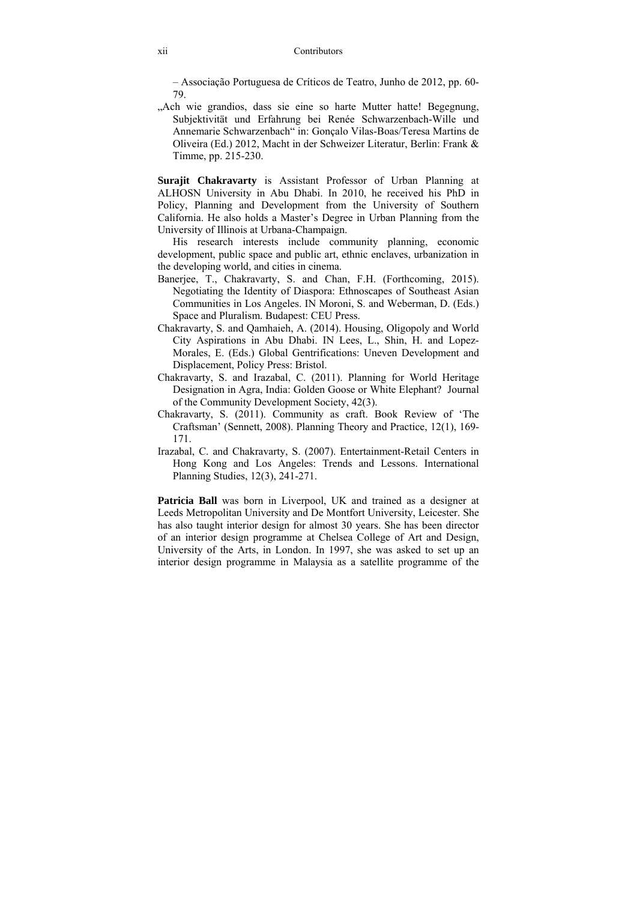– Associação Portuguesa de Críticos de Teatro, Junho de 2012, pp. 60-79.

„Ach wie grandios, dass sie eine so harte Mutter hatte! Begegnung, Subjektivität und Erfahrung bei Renée Schwarzenbach-Wille und Annemarie Schwarzenbach" in: Gonçalo Vilas-Boas/Teresa Martins de Oliveira (Ed.) 2012, Macht in der Schweizer Literatur, Berlin: Frank & Timme, pp. 215-230.

**Surajit Chakravarty** is Assistant Professor of Urban Planning at ALHOSN University in Abu Dhabi. In 2010, he received his PhD in Policy, Planning and Development from the University of Southern California. He also holds a Master's Degree in Urban Planning from the University of Illinois at Urbana-Champaign.

His research interests include community planning, economic development, public space and public art, ethnic enclaves, urbanization in the developing world, and cities in cinema.

Banerjee, T., Chakravarty, S. and Chan, F.H. (Forthcoming, 2015). Negotiating the Identity of Diaspora: Ethnoscapes of Southeast Asian Communities in Los Angeles. IN Moroni, S. and Weberman, D. (Eds.) Space and Pluralism. Budapest: CEU Press.

Chakravarty, S. and Qamhaieh, A. (2014). Housing, Oligopoly and World City Aspirations in Abu Dhabi. IN Lees, L., Shin, H. and Lopez-Morales, E. (Eds.) Global Gentrifications: Uneven Development and Displacement, Policy Press: Bristol.

Chakravarty, S. and Irazabal, C. (2011). Planning for World Heritage Designation in Agra, India: Golden Goose or White Elephant? Journal of the Community Development Society, 42(3).

Chakravarty, S. (2011). Community as craft. Book Review of 'The Craftsman' (Sennett, 2008). Planning Theory and Practice, 12(1), 169-171.

Irazabal, C. and Chakravarty, S. (2007). Entertainment-Retail Centers in Hong Kong and Los Angeles: Trends and Lessons. International Planning Studies, 12(3), 241-271.

**Patricia Ball** was born in Liverpool, UK and trained as a designer at Leeds Metropolitan University and De Montfort University, Leicester. She has also taught interior design for almost 30 years. She has been director of an interior design programme at Chelsea College of Art and Design, University of the Arts, in London. In 1997, she was asked to set up an interior design programme in Malaysia as a satellite programme of the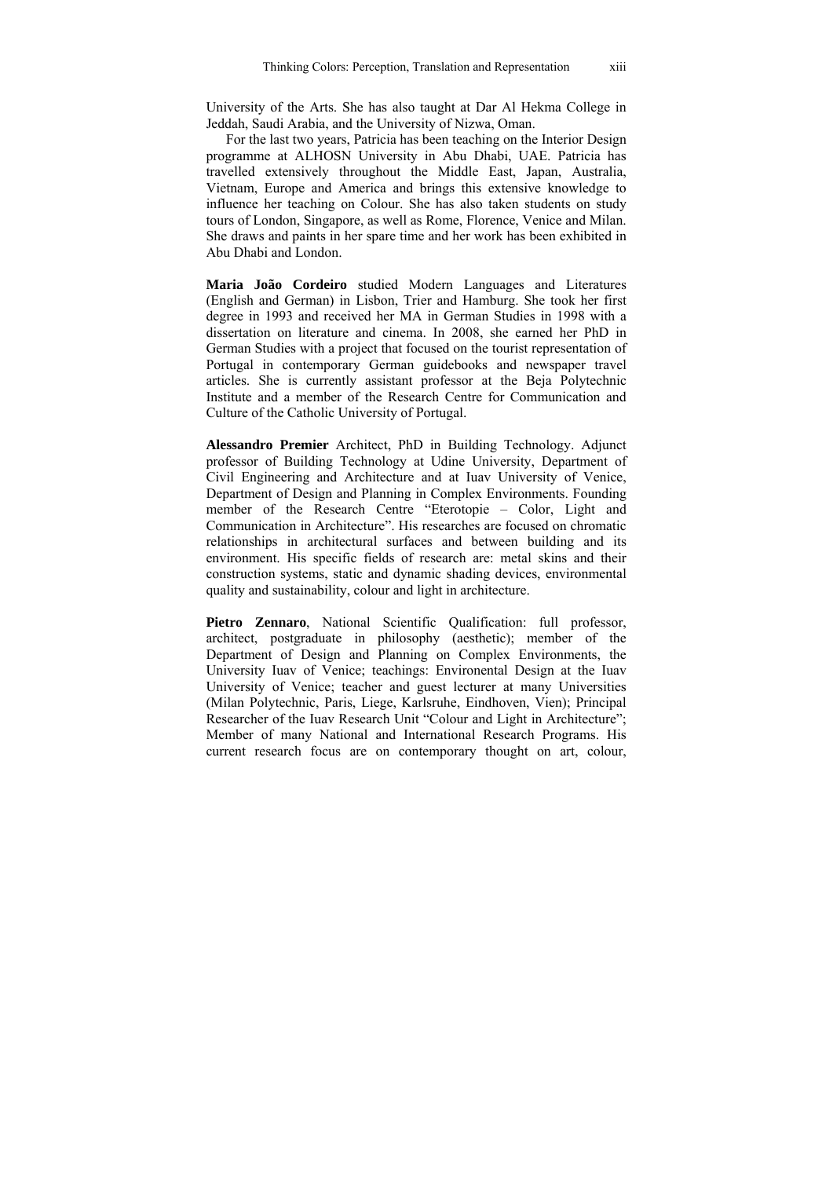University of the Arts. She has also taught at Dar Al Hekma College in Jeddah, Saudi Arabia, and the University of Nizwa, Oman.

For the last two years, Patricia has been teaching on the Interior Design programme at ALHOSN University in Abu Dhabi, UAE. Patricia has travelled extensively throughout the Middle East, Japan, Australia, Vietnam, Europe and America and brings this extensive knowledge to influence her teaching on Colour. She has also taken students on study tours of London, Singapore, as well as Rome, Florence, Venice and Milan. She draws and paints in her spare time and her work has been exhibited in Abu Dhabi and London.

**Maria João Cordeiro** studied Modern Languages and Literatures (English and German) in Lisbon, Trier and Hamburg. She took her first degree in 1993 and received her MA in German Studies in 1998 with a dissertation on literature and cinema. In 2008, she earned her PhD in German Studies with a project that focused on the tourist representation of Portugal in contemporary German guidebooks and newspaper travel articles. She is currently assistant professor at the Beja Polytechnic Institute and a member of the Research Centre for Communication and Culture of the Catholic University of Portugal.

**Alessandro Premier** Architect, PhD in Building Technology. Adjunct professor of Building Technology at Udine University, Department of Civil Engineering and Architecture and at Iuav University of Venice, Department of Design and Planning in Complex Environments. Founding member of the Research Centre "Eterotopie – Color, Light and Communication in Architecture". His researches are focused on chromatic relationships in architectural surfaces and between building and its environment. His specific fields of research are: metal skins and their construction systems, static and dynamic shading devices, environmental quality and sustainability, colour and light in architecture.

**Pietro Zennaro**, National Scientific Qualification: full professor, architect, postgraduate in philosophy (aesthetic); member of the Department of Design and Planning on Complex Environments, the University Iuav of Venice; teachings: Environental Design at the Iuav University of Venice; teacher and guest lecturer at many Universities (Milan Polytechnic, Paris, Liege, Karlsruhe, Eindhoven, Vien); Principal Researcher of the Iuav Research Unit "Colour and Light in Architecture"; Member of many National and International Research Programs. His current research focus are on contemporary thought on art, colour,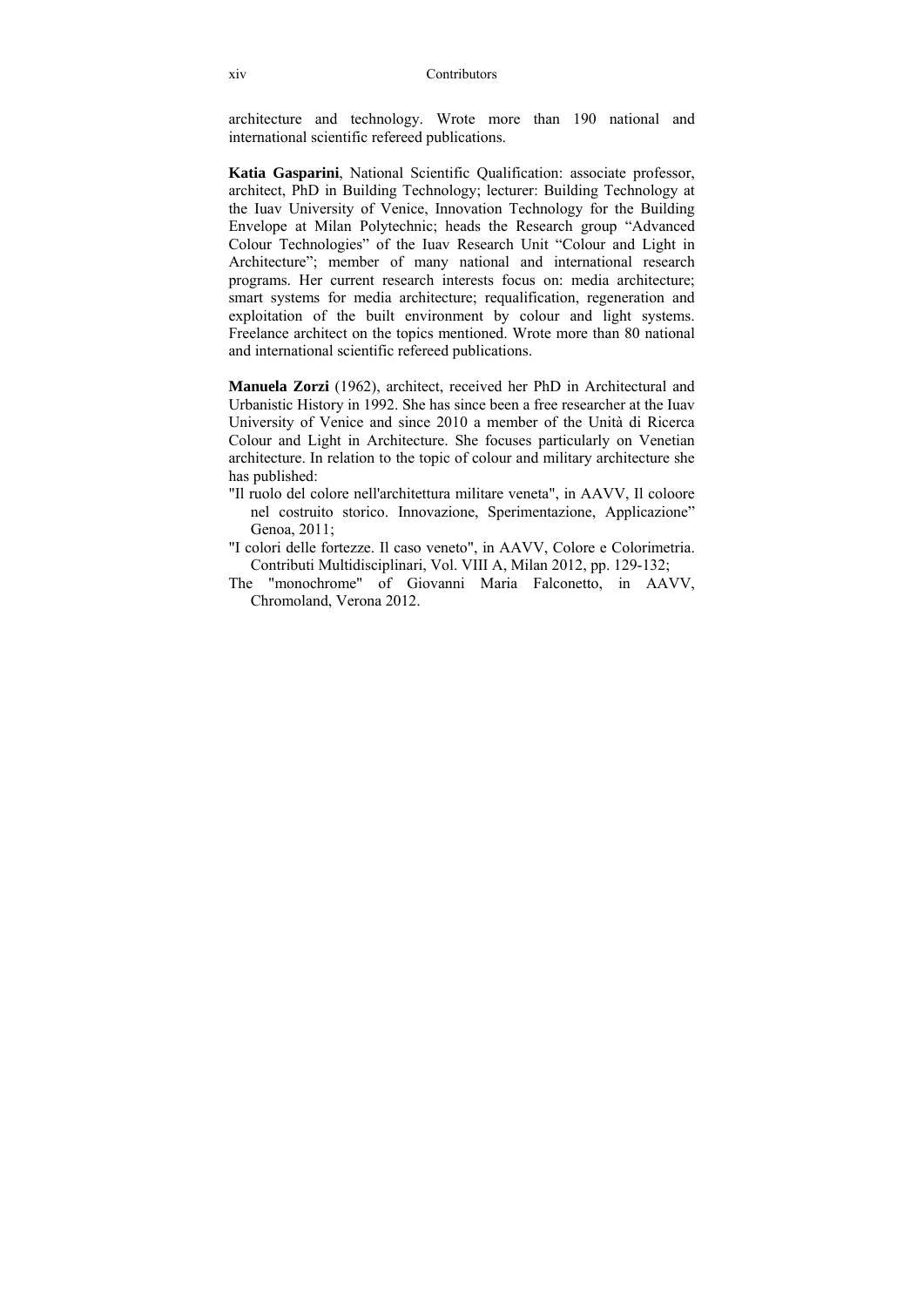architecture and technology. Wrote more than 190 national and international scientific refereed publications.

**Katia Gasparini**, National Scientific Qualification: associate professor, architect, PhD in Building Technology; lecturer: Building Technology at the Iuav University of Venice, Innovation Technology for the Building Envelope at Milan Polytechnic; heads the Research group "Advanced Colour Technologies" of the Iuav Research Unit "Colour and Light in Architecture"; member of many national and international research programs. Her current research interests focus on: media architecture; smart systems for media architecture; requalification, regeneration and exploitation of the built environment by colour and light systems. Freelance architect on the topics mentioned. Wrote more than 80 national and international scientific refereed publications.

**Manuela Zorzi** (1962), architect, received her PhD in Architectural and Urbanistic History in 1992. She has since been a free researcher at the Iuav University of Venice and since 2010 a member of the Unità di Ricerca Colour and Light in Architecture. She focuses particularly on Venetian architecture. In relation to the topic of colour and military architecture she has published:

"Il ruolo del colore nell'architettura militare veneta", in AAVV, Il coloore nel costruito storico. Innovazione, Sperimentazione, Applicazione" Genoa, 2011;

"I colori delle fortezze. Il caso veneto", in AAVV, Colore e Colorimetria. Contributi Multidisciplinari, Vol. VIII A, Milan 2012, pp. 129-132;

The "monochrome" of Giovanni Maria Falconetto, in AAVV, Chromoland, Verona 2012.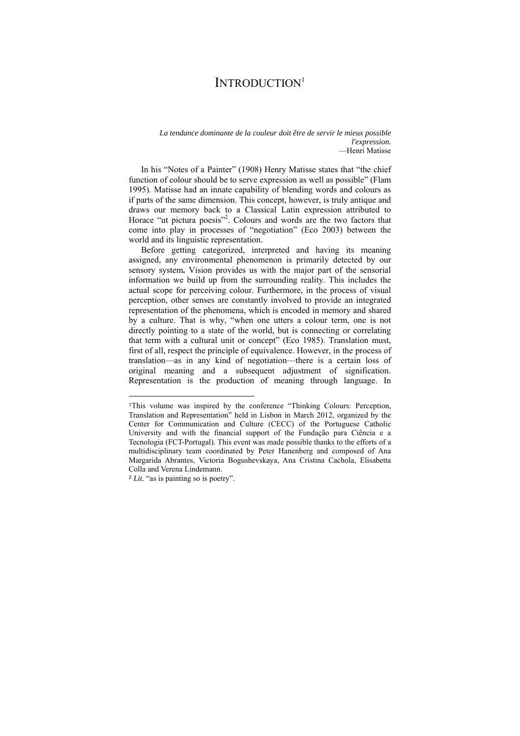# INTRODUCTION[1]

*La tendance dominante de la couleur doit être de servir le mieux possible l'expression.*
—Henri Matisse

In his "Notes of a Painter" (1908) Henry Matisse states that "the chief function of colour should be to serve expression as well as possible" (Flam 1995). Matisse had an innate capability of blending words and colours as if parts of the same dimension. This concept, however, is truly antique and draws our memory back to a Classical Latin expression attributed to Horace "ut pictura poesis"[2]. Colours and words are the two factors that come into play in processes of "negotiation" (Eco 2003) between the world and its linguistic representation.

Before getting categorized, interpreted and having its meaning assigned, any environmental phenomenon is primarily detected by our sensory system**.** Vision provides us with the major part of the sensorial information we build up from the surrounding reality. This includes the actual scope for perceiving colour. Furthermore, in the process of visual perception, other senses are constantly involved to provide an integrated representation of the phenomena, which is encoded in memory and shared by a culture. That is why, "when one utters a colour term, one is not directly pointing to a state of the world, but is connecting or correlating that term with a cultural unit or concept" (Eco 1985). Translation must, first of all, respect the principle of equivalence. However, in the process of translation—as in any kind of negotiation—there is a certain loss of original meaning and a subsequent adjustment of signification. Representation is the production of meaning through language. In

---

[1]This volume was inspired by the conference "Thinking Colours: Perception, Translation and Representation" held in Lisbon in March 2012, organized by the Center for Communication and Culture (CECC) of the Portuguese Catholic University and with the financial support of the Fundação para Ciência e a Tecnologia (FCT-Portugal). This event was made possible thanks to the efforts of a multidisciplinary team coordinated by Peter Hanenberg and composed of Ana Margarida Abrantes, Victoria Bogushevskaya, Ana Cristina Cachola, Elisabetta Colla and Verena Lindemann.

[2] *Lit.* "as is painting so is poetry".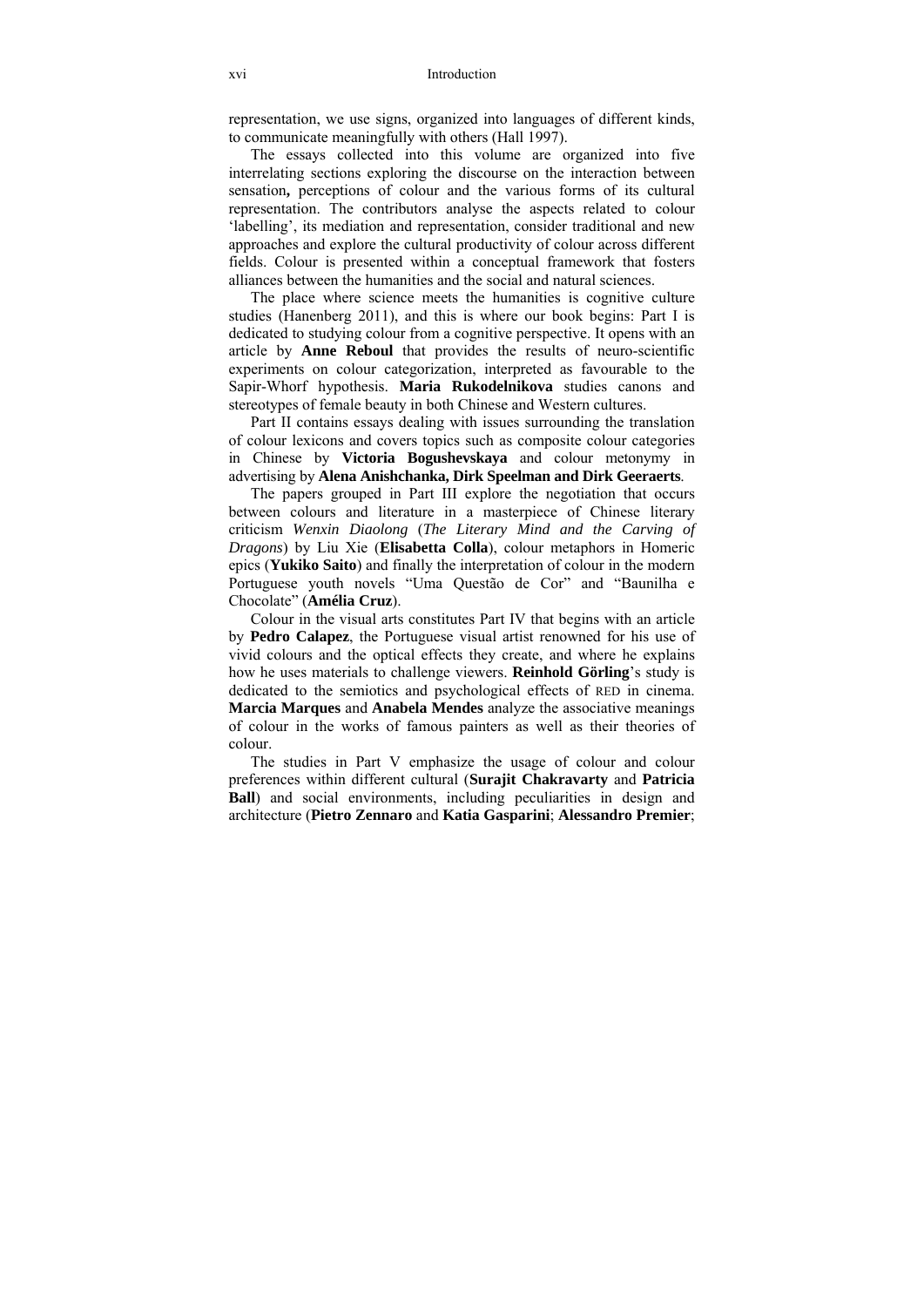representation, we use signs, organized into languages of different kinds, to communicate meaningfully with others (Hall 1997).

The essays collected into this volume are organized into five interrelating sections exploring the discourse on the interaction between sensation**,** perceptions of colour and the various forms of its cultural representation. The contributors analyse the aspects related to colour 'labelling', its mediation and representation, consider traditional and new approaches and explore the cultural productivity of colour across different fields. Colour is presented within a conceptual framework that fosters alliances between the humanities and the social and natural sciences.

The place where science meets the humanities is cognitive culture studies (Hanenberg 2011), and this is where our book begins: Part I is dedicated to studying colour from a cognitive perspective. It opens with an article by **Anne Reboul** that provides the results of neuro-scientific experiments on colour categorization, interpreted as favourable to the Sapir-Whorf hypothesis. **Maria Rukodelnikova** studies canons and stereotypes of female beauty in both Chinese and Western cultures.

Part II contains essays dealing with issues surrounding the translation of colour lexicons and covers topics such as composite colour categories in Chinese by **Victoria Bogushevskaya** and colour metonymy in advertising by **Alena Anishchanka, Dirk Speelman and Dirk Geeraerts**.

The papers grouped in Part III explore the negotiation that occurs between colours and literature in a masterpiece of Chinese literary criticism *Wenxin Diaolong* (*The Literary Mind and the Carving of Dragons*) by Liu Xie (**Elisabetta Colla**), colour metaphors in Homeric epics (**Yukiko Saito**) and finally the interpretation of colour in the modern Portuguese youth novels "Uma Questão de Cor" and "Baunilha e Chocolate" (**Amélia Cruz**).

Colour in the visual arts constitutes Part IV that begins with an article by **Pedro Calapez**, the Portuguese visual artist renowned for his use of vivid colours and the optical effects they create, and where he explains how he uses materials to challenge viewers. **Reinhold Görling**'s study is dedicated to the semiotics and psychological effects of RED in cinema. **Marcia Marques** and **Anabela Mendes** analyze the associative meanings of colour in the works of famous painters as well as their theories of colour.

The studies in Part V emphasize the usage of colour and colour preferences within different cultural (**Surajit Chakravarty** and **Patricia Ball**) and social environments, including peculiarities in design and architecture (**Pietro Zennaro** and **Katia Gasparini**; **Alessandro Premier**;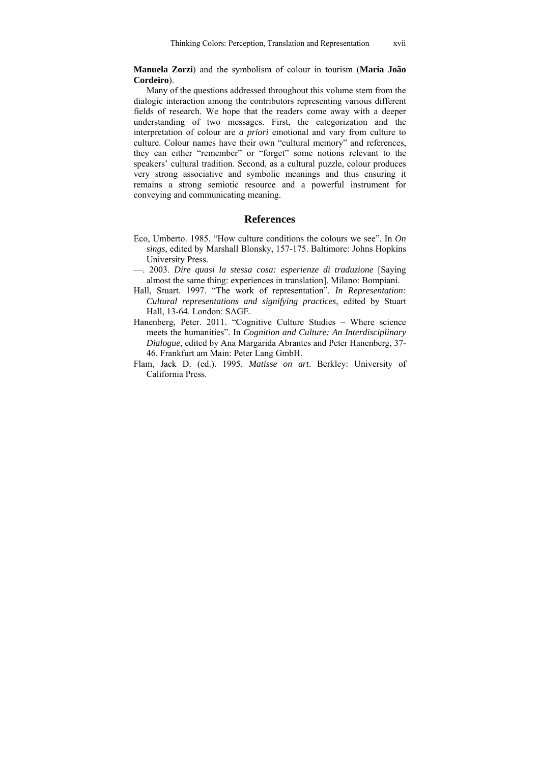**Manuela Zorzi**) and the symbolism of colour in tourism (**Maria João Cordeiro**).

Many of the questions addressed throughout this volume stem from the dialogic interaction among the contributors representing various different fields of research. We hope that the readers come away with a deeper understanding of two messages. First, the categorization and the interpretation of colour are *a priori* emotional and vary from culture to culture. Colour names have their own "cultural memory" and references, they can either "remember" or "forget" some notions relevant to the speakers' cultural tradition. Second, as a cultural puzzle, colour produces very strong associative and symbolic meanings and thus ensuring it remains a strong semiotic resource and a powerful instrument for conveying and communicating meaning.

## References

Eco, Umberto. 1985. "How culture conditions the colours we see". In *On sings*, edited by Marshall Blonsky, 157-175. Baltimore: Johns Hopkins University Press.

—. 2003. *Dire quasi la stessa cosa: esperienze di traduzione* [Saying almost the same thing: experiences in translation]. Milano: Bompiani.

Hall, Stuart. 1997. "The work of representation". *In Representation: Cultural representations and signifying practices*, edited by Stuart Hall, 13-64. London: SAGE.

Hanenberg, Peter. 2011. "Cognitive Culture Studies – Where science meets the humanities". In *Cognition and Culture: An Interdisciplinary Dialogue*, edited by Ana Margarida Abrantes and Peter Hanenberg, 37-46. Frankfurt am Main: Peter Lang GmbH.

Flam, Jack D. (ed.). 1995. *Matisse on art*. Berkley: University of California Press.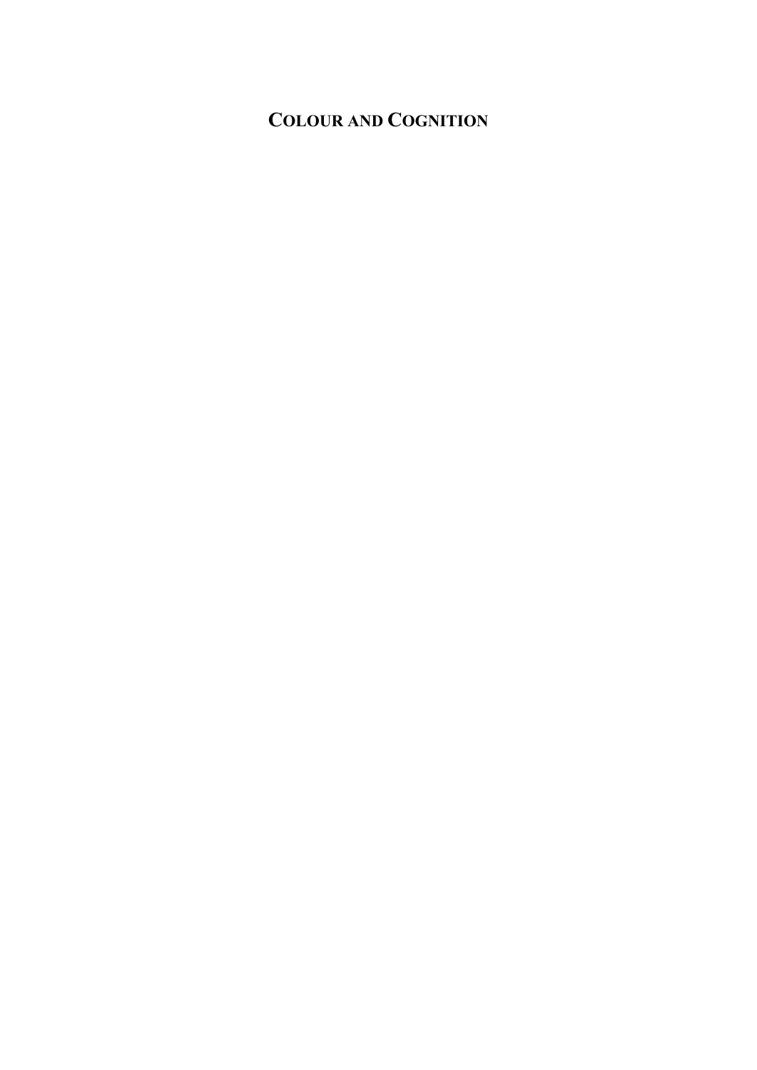# COLOUR AND COGNITION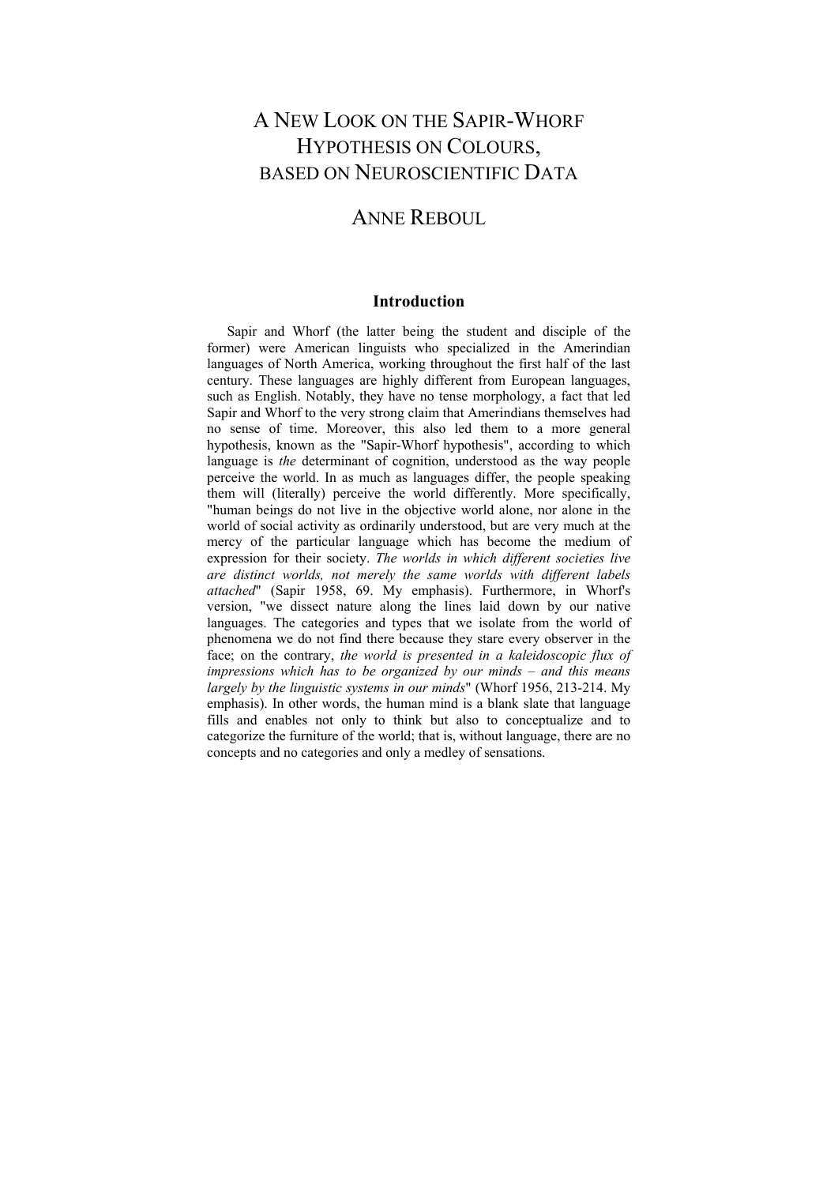# A New Look on the Sapir-Whorf Hypothesis on Colours, based on Neuroscientific Data

## Anne Reboul

### Introduction

Sapir and Whorf (the latter being the student and disciple of the former) were American linguists who specialized in the Amerindian languages of North America, working throughout the first half of the last century. These languages are highly different from European languages, such as English. Notably, they have no tense morphology, a fact that led Sapir and Whorf to the very strong claim that Amerindians themselves had no sense of time. Moreover, this also led them to a more general hypothesis, known as the "Sapir-Whorf hypothesis", according to which language is *the* determinant of cognition, understood as the way people perceive the world. In as much as languages differ, the people speaking them will (literally) perceive the world differently. More specifically, "human beings do not live in the objective world alone, nor alone in the world of social activity as ordinarily understood, but are very much at the mercy of the particular language which has become the medium of expression for their society. *The worlds in which different societies live are distinct worlds, not merely the same worlds with different labels attached*" (Sapir 1958, 69. My emphasis). Furthermore, in Whorf's version, "we dissect nature along the lines laid down by our native languages. The categories and types that we isolate from the world of phenomena we do not find there because they stare every observer in the face; on the contrary, *the world is presented in a kaleidoscopic flux of impressions which has to be organized by our minds – and this means largely by the linguistic systems in our minds*" (Whorf 1956, 213-214. My emphasis). In other words, the human mind is a blank slate that language fills and enables not only to think but also to conceptualize and to categorize the furniture of the world; that is, without language, there are no concepts and no categories and only a medley of sensations.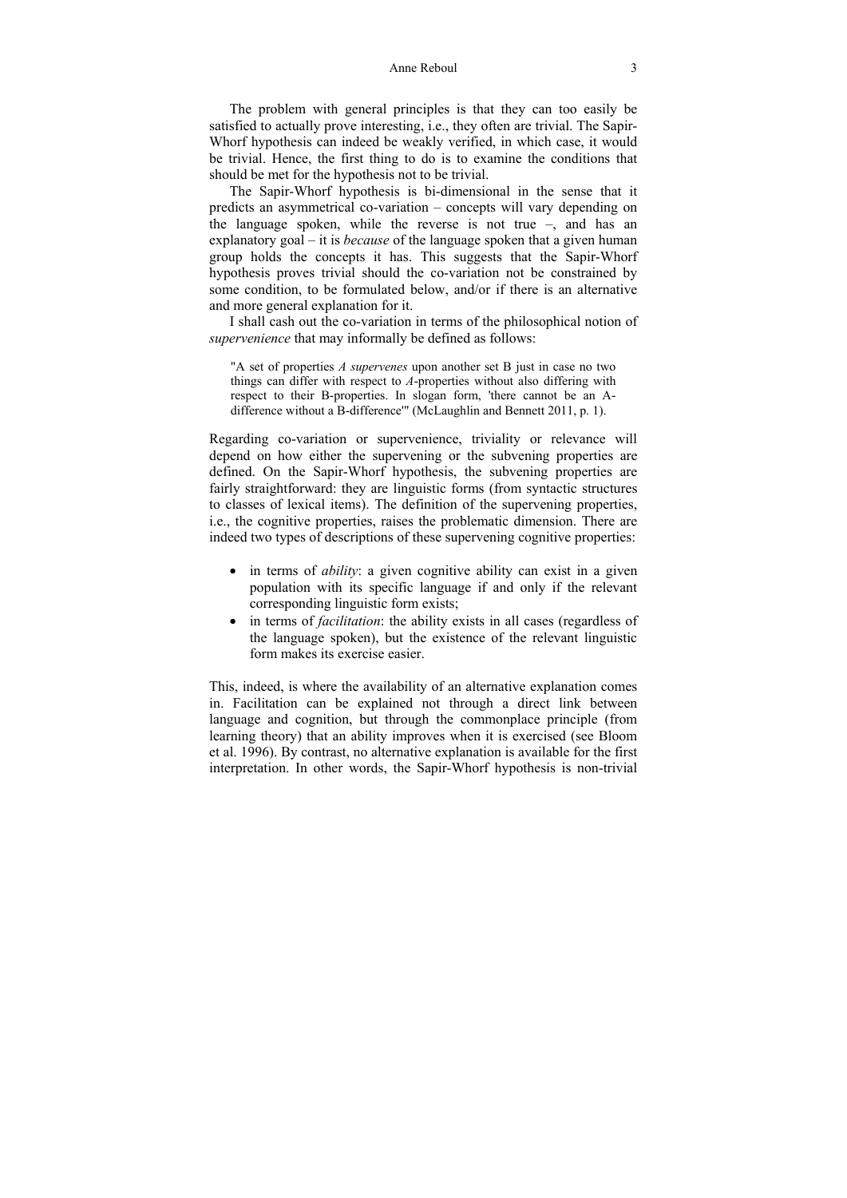The problem with general principles is that they can too easily be satisfied to actually prove interesting, i.e., they often are trivial. The Sapir-Whorf hypothesis can indeed be weakly verified, in which case, it would be trivial. Hence, the first thing to do is to examine the conditions that should be met for the hypothesis not to be trivial.

The Sapir-Whorf hypothesis is bi-dimensional in the sense that it predicts an asymmetrical co-variation – concepts will vary depending on the language spoken, while the reverse is not true –, and has an explanatory goal – it is *because* of the language spoken that a given human group holds the concepts it has. This suggests that the Sapir-Whorf hypothesis proves trivial should the co-variation not be constrained by some condition, to be formulated below, and/or if there is an alternative and more general explanation for it.

I shall cash out the co-variation in terms of the philosophical notion of *supervenience* that may informally be defined as follows:

> "A set of properties *A supervenes* upon another set B just in case no two things can differ with respect to *A*-properties without also differing with respect to their B-properties. In slogan form, 'there cannot be an A-difference without a B-difference'" (McLaughlin and Bennett 2011, p. 1).

Regarding co-variation or supervenience, triviality or relevance will depend on how either the supervening or the subvening properties are defined. On the Sapir-Whorf hypothesis, the subvening properties are fairly straightforward: they are linguistic forms (from syntactic structures to classes of lexical items). The definition of the supervening properties, i.e., the cognitive properties, raises the problematic dimension. There are indeed two types of descriptions of these supervening cognitive properties:

- in terms of *ability*: a given cognitive ability can exist in a given population with its specific language if and only if the relevant corresponding linguistic form exists;
- in terms of *facilitation*: the ability exists in all cases (regardless of the language spoken), but the existence of the relevant linguistic form makes its exercise easier.

This, indeed, is where the availability of an alternative explanation comes in. Facilitation can be explained not through a direct link between language and cognition, but through the commonplace principle (from learning theory) that an ability improves when it is exercised (see Bloom et al. 1996). By contrast, no alternative explanation is available for the first interpretation. In other words, the Sapir-Whorf hypothesis is non-trivial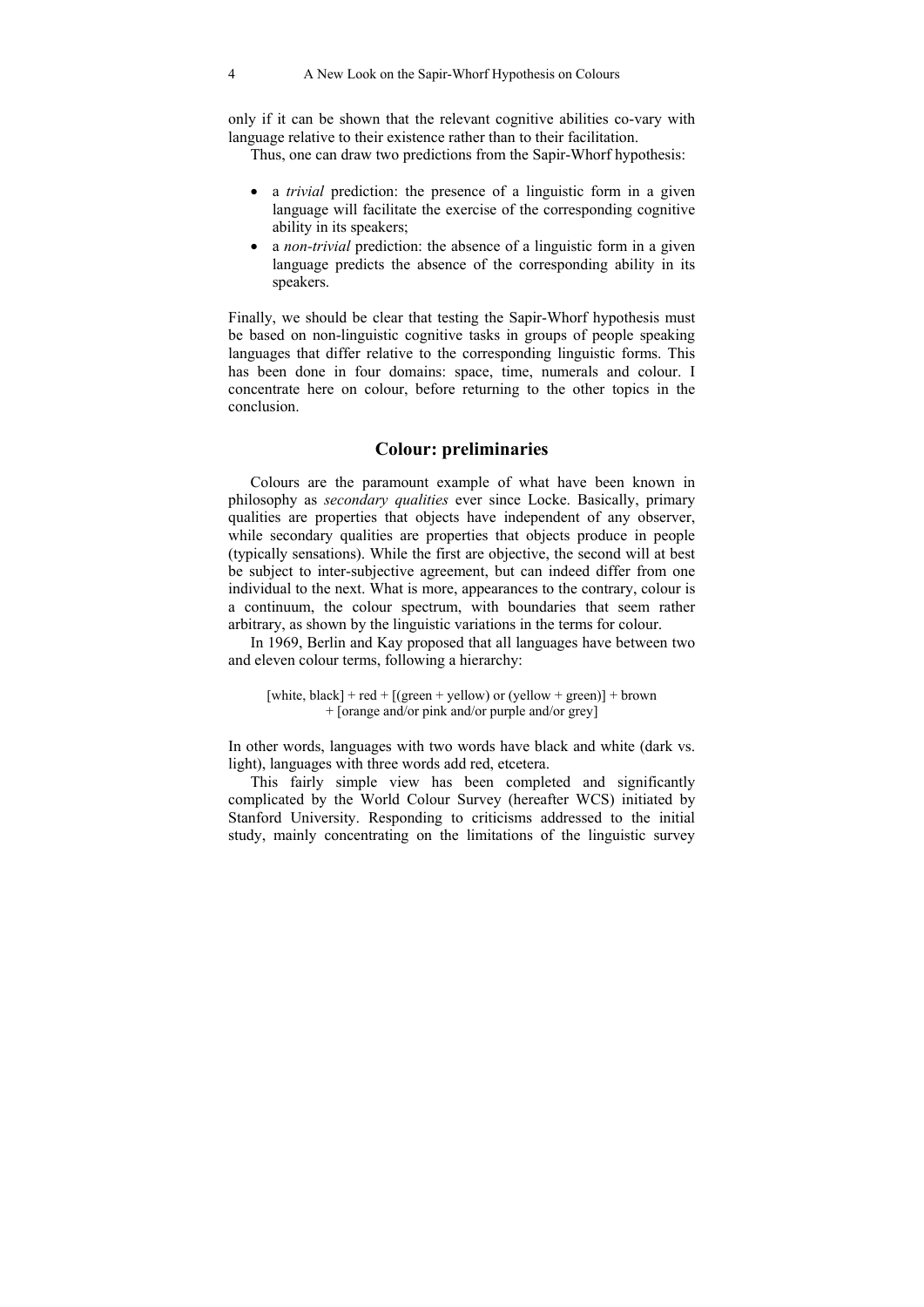only if it can be shown that the relevant cognitive abilities co-vary with language relative to their existence rather than to their facilitation.

Thus, one can draw two predictions from the Sapir-Whorf hypothesis:

- a *trivial* prediction: the presence of a linguistic form in a given language will facilitate the exercise of the corresponding cognitive ability in its speakers;
- a *non-trivial* prediction: the absence of a linguistic form in a given language predicts the absence of the corresponding ability in its speakers.

Finally, we should be clear that testing the Sapir-Whorf hypothesis must be based on non-linguistic cognitive tasks in groups of people speaking languages that differ relative to the corresponding linguistic forms. This has been done in four domains: space, time, numerals and colour. I concentrate here on colour, before returning to the other topics in the conclusion.

## Colour: preliminaries

Colours are the paramount example of what have been known in philosophy as *secondary qualities* ever since Locke. Basically, primary qualities are properties that objects have independent of any observer, while secondary qualities are properties that objects produce in people (typically sensations). While the first are objective, the second will at best be subject to inter-subjective agreement, but can indeed differ from one individual to the next. What is more, appearances to the contrary, colour is a continuum, the colour spectrum, with boundaries that seem rather arbitrary, as shown by the linguistic variations in the terms for colour.

In 1969, Berlin and Kay proposed that all languages have between two and eleven colour terms, following a hierarchy:

[white, black] + red + [(green + yellow) or (yellow + green)] + brown + [orange and/or pink and/or purple and/or grey]

In other words, languages with two words have black and white (dark vs. light), languages with three words add red, etcetera.

This fairly simple view has been completed and significantly complicated by the World Colour Survey (hereafter WCS) initiated by Stanford University. Responding to criticisms addressed to the initial study, mainly concentrating on the limitations of the linguistic survey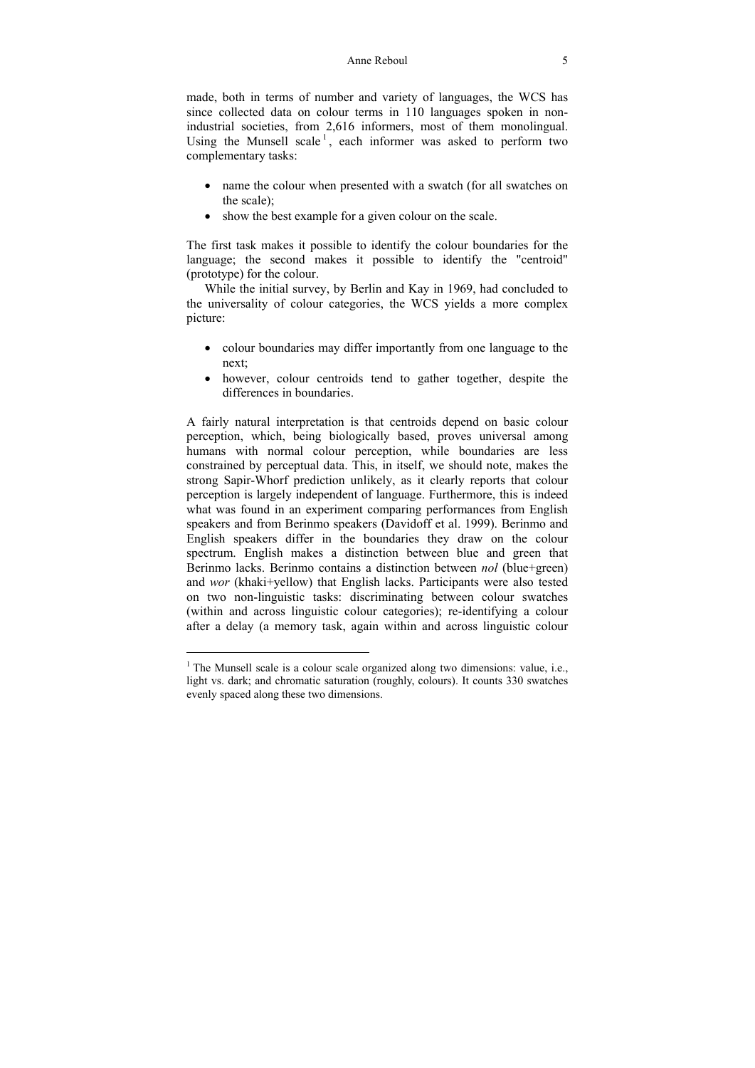made, both in terms of number and variety of languages, the WCS has since collected data on colour terms in 110 languages spoken in non-industrial societies, from 2,616 informers, most of them monolingual. Using the Munsell scale[1], each informer was asked to perform two complementary tasks:

- name the colour when presented with a swatch (for all swatches on the scale);
- show the best example for a given colour on the scale.

The first task makes it possible to identify the colour boundaries for the language; the second makes it possible to identify the "centroid" (prototype) for the colour.

While the initial survey, by Berlin and Kay in 1969, had concluded to the universality of colour categories, the WCS yields a more complex picture:

- colour boundaries may differ importantly from one language to the next;
- however, colour centroids tend to gather together, despite the differences in boundaries.

A fairly natural interpretation is that centroids depend on basic colour perception, which, being biologically based, proves universal among humans with normal colour perception, while boundaries are less constrained by perceptual data. This, in itself, we should note, makes the strong Sapir-Whorf prediction unlikely, as it clearly reports that colour perception is largely independent of language. Furthermore, this is indeed what was found in an experiment comparing performances from English speakers and from Berinmo speakers (Davidoff et al. 1999). Berinmo and English speakers differ in the boundaries they draw on the colour spectrum. English makes a distinction between blue and green that Berinmo lacks. Berinmo contains a distinction between *nol* (blue+green) and *wor* (khaki+yellow) that English lacks. Participants were also tested on two non-linguistic tasks: discriminating between colour swatches (within and across linguistic colour categories); re-identifying a colour after a delay (a memory task, again within and across linguistic colour

---

[1] The Munsell scale is a colour scale organized along two dimensions: value, i.e., light vs. dark; and chromatic saturation (roughly, colours). It counts 330 swatches evenly spaced along these two dimensions.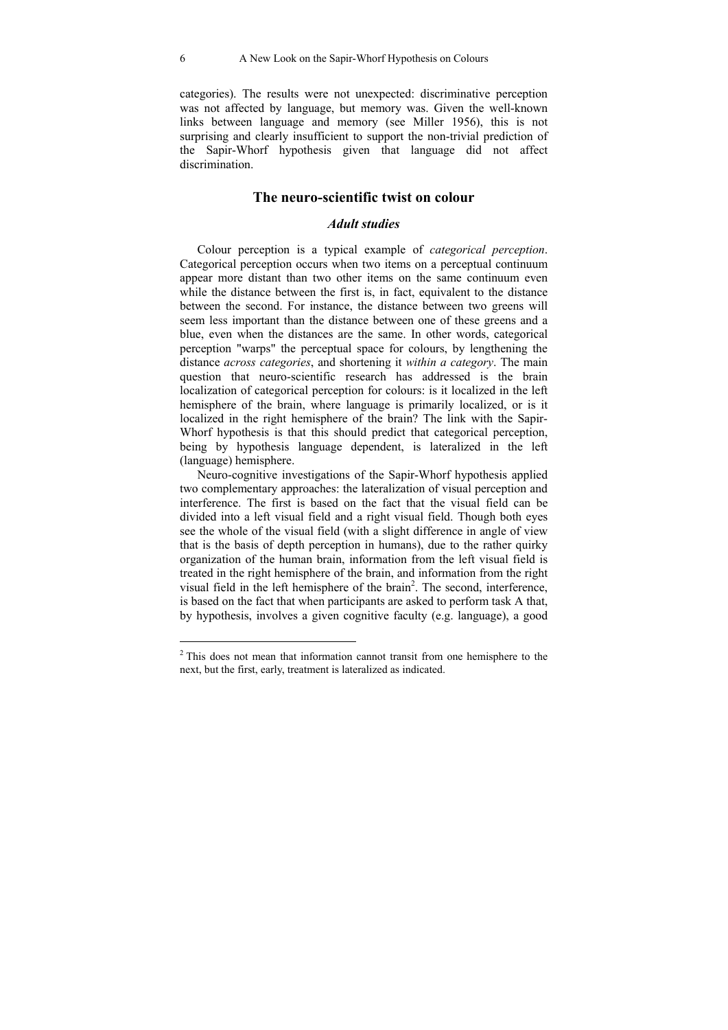categories). The results were not unexpected: discriminative perception was not affected by language, but memory was. Given the well-known links between language and memory (see Miller 1956), this is not surprising and clearly insufficient to support the non-trivial prediction of the Sapir-Whorf hypothesis given that language did not affect discrimination.

## The neuro-scientific twist on colour

### *Adult studies*

Colour perception is a typical example of *categorical perception*. Categorical perception occurs when two items on a perceptual continuum appear more distant than two other items on the same continuum even while the distance between the first is, in fact, equivalent to the distance between the second. For instance, the distance between two greens will seem less important than the distance between one of these greens and a blue, even when the distances are the same. In other words, categorical perception "warps" the perceptual space for colours, by lengthening the distance *across categories*, and shortening it *within a category*. The main question that neuro-scientific research has addressed is the brain localization of categorical perception for colours: is it localized in the left hemisphere of the brain, where language is primarily localized, or is it localized in the right hemisphere of the brain? The link with the Sapir-Whorf hypothesis is that this should predict that categorical perception, being by hypothesis language dependent, is lateralized in the left (language) hemisphere.

Neuro-cognitive investigations of the Sapir-Whorf hypothesis applied two complementary approaches: the lateralization of visual perception and interference. The first is based on the fact that the visual field can be divided into a left visual field and a right visual field. Though both eyes see the whole of the visual field (with a slight difference in angle of view that is the basis of depth perception in humans), due to the rather quirky organization of the human brain, information from the left visual field is treated in the right hemisphere of the brain, and information from the right visual field in the left hemisphere of the brain[2]. The second, interference, is based on the fact that when participants are asked to perform task A that, by hypothesis, involves a given cognitive faculty (e.g. language), a good

---

[2] This does not mean that information cannot transit from one hemisphere to the next, but the first, early, treatment is lateralized as indicated.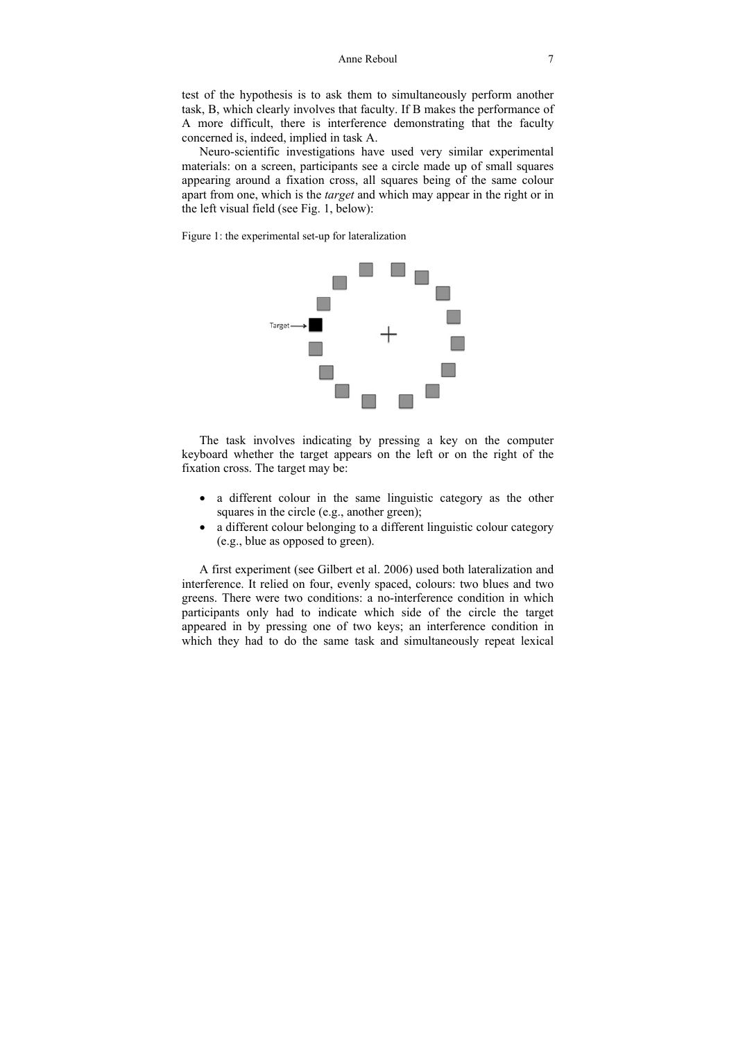test of the hypothesis is to ask them to simultaneously perform another task, B, which clearly involves that faculty. If B makes the performance of A more difficult, there is interference demonstrating that the faculty concerned is, indeed, implied in task A.

Neuro-scientific investigations have used very similar experimental materials: on a screen, participants see a circle made up of small squares appearing around a fixation cross, all squares being of the same colour apart from one, which is the *target* and which may appear in the right or in the left visual field (see Fig. 1, below):

Figure 1: the experimental set-up for lateralization

The task involves indicating by pressing a key on the computer keyboard whether the target appears on the left or on the right of the fixation cross. The target may be:

- a different colour in the same linguistic category as the other squares in the circle (e.g., another green);
- a different colour belonging to a different linguistic colour category (e.g., blue as opposed to green).

A first experiment (see Gilbert et al. 2006) used both lateralization and interference. It relied on four, evenly spaced, colours: two blues and two greens. There were two conditions: a no-interference condition in which participants only had to indicate which side of the circle the target appeared in by pressing one of two keys; an interference condition in which they had to do the same task and simultaneously repeat lexical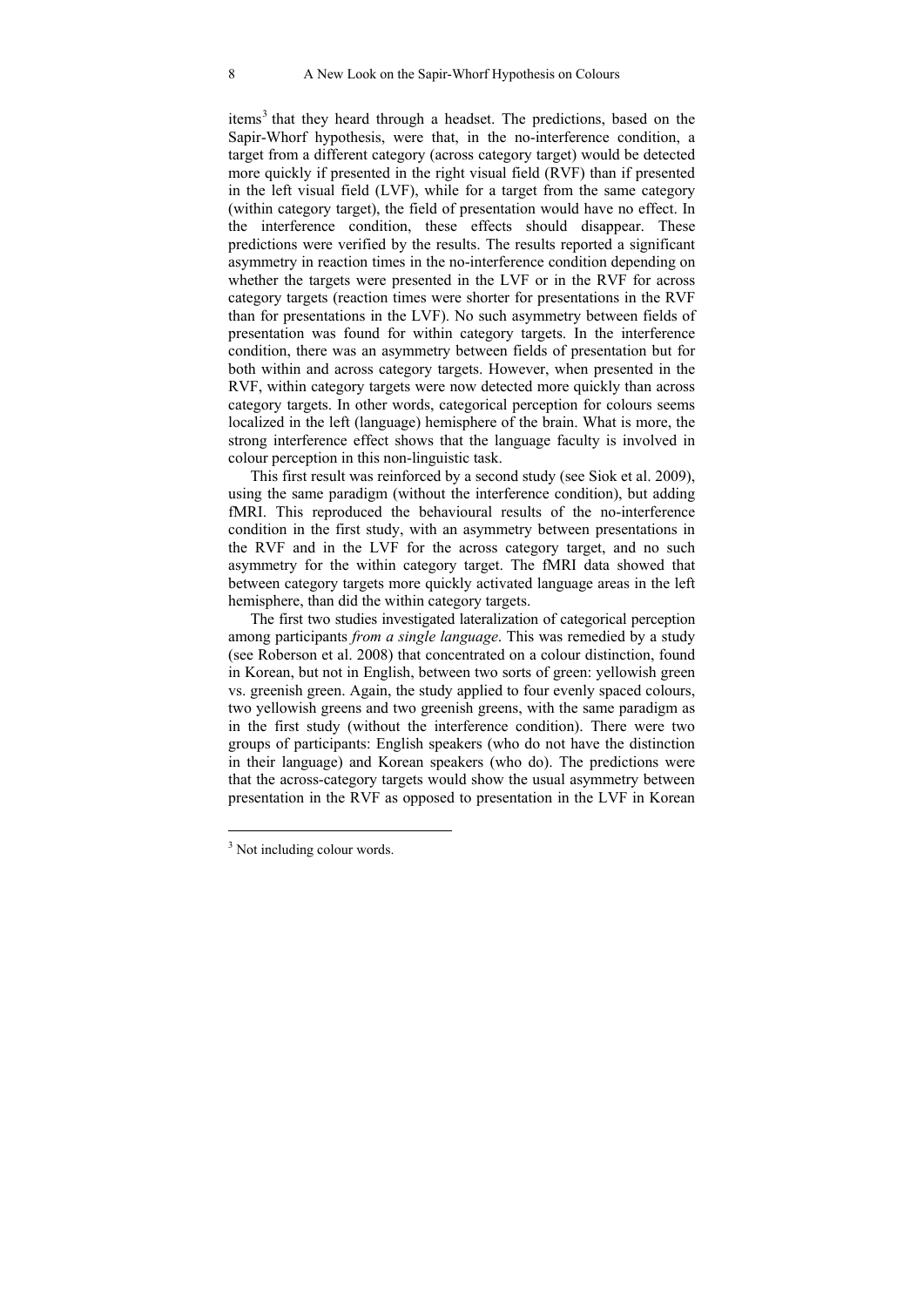items[3] that they heard through a headset. The predictions, based on the Sapir-Whorf hypothesis, were that, in the no-interference condition, a target from a different category (across category target) would be detected more quickly if presented in the right visual field (RVF) than if presented in the left visual field (LVF), while for a target from the same category (within category target), the field of presentation would have no effect. In the interference condition, these effects should disappear. These predictions were verified by the results. The results reported a significant asymmetry in reaction times in the no-interference condition depending on whether the targets were presented in the LVF or in the RVF for across category targets (reaction times were shorter for presentations in the RVF than for presentations in the LVF). No such asymmetry between fields of presentation was found for within category targets. In the interference condition, there was an asymmetry between fields of presentation but for both within and across category targets. However, when presented in the RVF, within category targets were now detected more quickly than across category targets. In other words, categorical perception for colours seems localized in the left (language) hemisphere of the brain. What is more, the strong interference effect shows that the language faculty is involved in colour perception in this non-linguistic task.

This first result was reinforced by a second study (see Siok et al. 2009), using the same paradigm (without the interference condition), but adding fMRI. This reproduced the behavioural results of the no-interference condition in the first study, with an asymmetry between presentations in the RVF and in the LVF for the across category target, and no such asymmetry for the within category target. The fMRI data showed that between category targets more quickly activated language areas in the left hemisphere, than did the within category targets.

The first two studies investigated lateralization of categorical perception among participants *from a single language*. This was remedied by a study (see Roberson et al. 2008) that concentrated on a colour distinction, found in Korean, but not in English, between two sorts of green: yellowish green vs. greenish green. Again, the study applied to four evenly spaced colours, two yellowish greens and two greenish greens, with the same paradigm as in the first study (without the interference condition). There were two groups of participants: English speakers (who do not have the distinction in their language) and Korean speakers (who do). The predictions were that the across-category targets would show the usual asymmetry between presentation in the RVF as opposed to presentation in the LVF in Korean

[3] Not including colour words.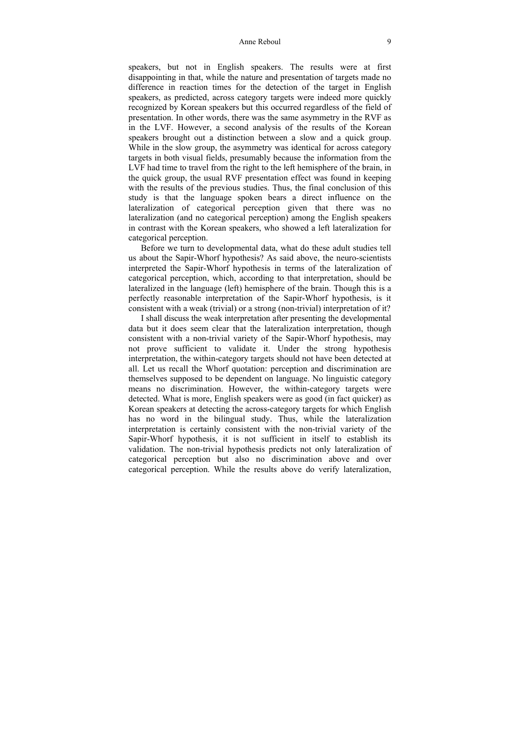speakers, but not in English speakers. The results were at first disappointing in that, while the nature and presentation of targets made no difference in reaction times for the detection of the target in English speakers, as predicted, across category targets were indeed more quickly recognized by Korean speakers but this occurred regardless of the field of presentation. In other words, there was the same asymmetry in the RVF as in the LVF. However, a second analysis of the results of the Korean speakers brought out a distinction between a slow and a quick group. While in the slow group, the asymmetry was identical for across category targets in both visual fields, presumably because the information from the LVF had time to travel from the right to the left hemisphere of the brain, in the quick group, the usual RVF presentation effect was found in keeping with the results of the previous studies. Thus, the final conclusion of this study is that the language spoken bears a direct influence on the lateralization of categorical perception given that there was no lateralization (and no categorical perception) among the English speakers in contrast with the Korean speakers, who showed a left lateralization for categorical perception.

Before we turn to developmental data, what do these adult studies tell us about the Sapir-Whorf hypothesis? As said above, the neuro-scientists interpreted the Sapir-Whorf hypothesis in terms of the lateralization of categorical perception, which, according to that interpretation, should be lateralized in the language (left) hemisphere of the brain. Though this is a perfectly reasonable interpretation of the Sapir-Whorf hypothesis, is it consistent with a weak (trivial) or a strong (non-trivial) interpretation of it?

I shall discuss the weak interpretation after presenting the developmental data but it does seem clear that the lateralization interpretation, though consistent with a non-trivial variety of the Sapir-Whorf hypothesis, may not prove sufficient to validate it. Under the strong hypothesis interpretation, the within-category targets should not have been detected at all. Let us recall the Whorf quotation: perception and discrimination are themselves supposed to be dependent on language. No linguistic category means no discrimination. However, the within-category targets were detected. What is more, English speakers were as good (in fact quicker) as Korean speakers at detecting the across-category targets for which English has no word in the bilingual study. Thus, while the lateralization interpretation is certainly consistent with the non-trivial variety of the Sapir-Whorf hypothesis, it is not sufficient in itself to establish its validation. The non-trivial hypothesis predicts not only lateralization of categorical perception but also no discrimination above and over categorical perception. While the results above do verify lateralization,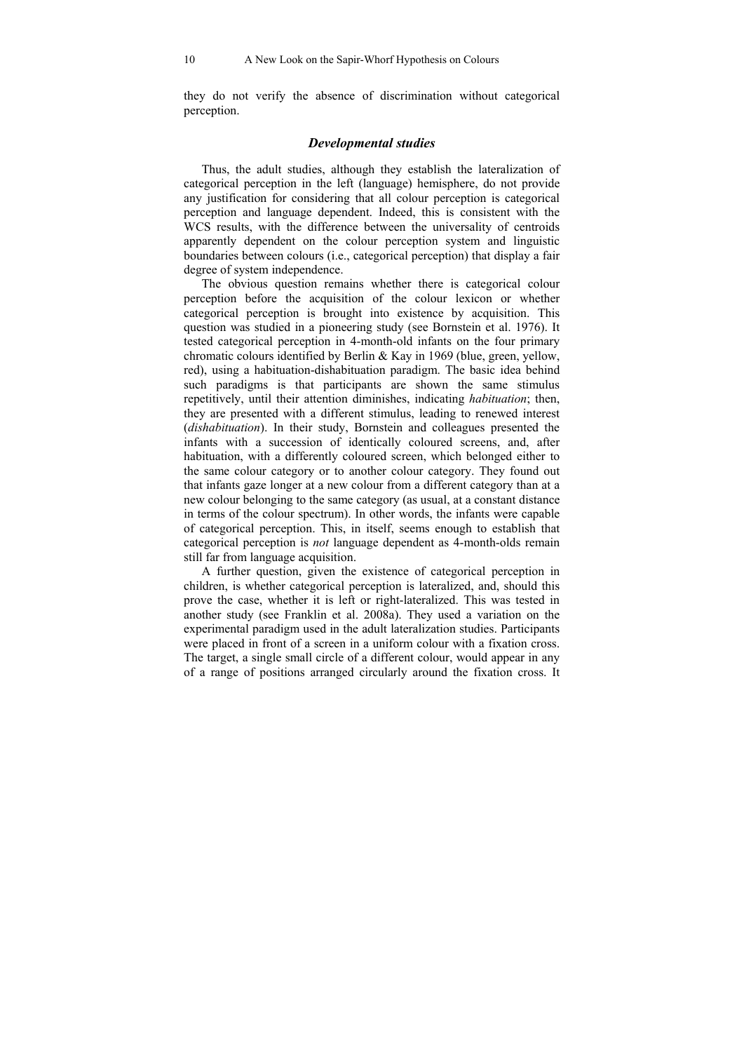they do not verify the absence of discrimination without categorical perception.

### *Developmental studies*

Thus, the adult studies, although they establish the lateralization of categorical perception in the left (language) hemisphere, do not provide any justification for considering that all colour perception is categorical perception and language dependent. Indeed, this is consistent with the WCS results, with the difference between the universality of centroids apparently dependent on the colour perception system and linguistic boundaries between colours (i.e., categorical perception) that display a fair degree of system independence.

The obvious question remains whether there is categorical colour perception before the acquisition of the colour lexicon or whether categorical perception is brought into existence by acquisition. This question was studied in a pioneering study (see Bornstein et al. 1976). It tested categorical perception in 4-month-old infants on the four primary chromatic colours identified by Berlin & Kay in 1969 (blue, green, yellow, red), using a habituation-dishabituation paradigm. The basic idea behind such paradigms is that participants are shown the same stimulus repetitively, until their attention diminishes, indicating *habituation*; then, they are presented with a different stimulus, leading to renewed interest (*dishabituation*). In their study, Bornstein and colleagues presented the infants with a succession of identically coloured screens, and, after habituation, with a differently coloured screen, which belonged either to the same colour category or to another colour category. They found out that infants gaze longer at a new colour from a different category than at a new colour belonging to the same category (as usual, at a constant distance in terms of the colour spectrum). In other words, the infants were capable of categorical perception. This, in itself, seems enough to establish that categorical perception is *not* language dependent as 4-month-olds remain still far from language acquisition.

A further question, given the existence of categorical perception in children, is whether categorical perception is lateralized, and, should this prove the case, whether it is left or right-lateralized. This was tested in another study (see Franklin et al. 2008a). They used a variation on the experimental paradigm used in the adult lateralization studies. Participants were placed in front of a screen in a uniform colour with a fixation cross. The target, a single small circle of a different colour, would appear in any of a range of positions arranged circularly around the fixation cross. It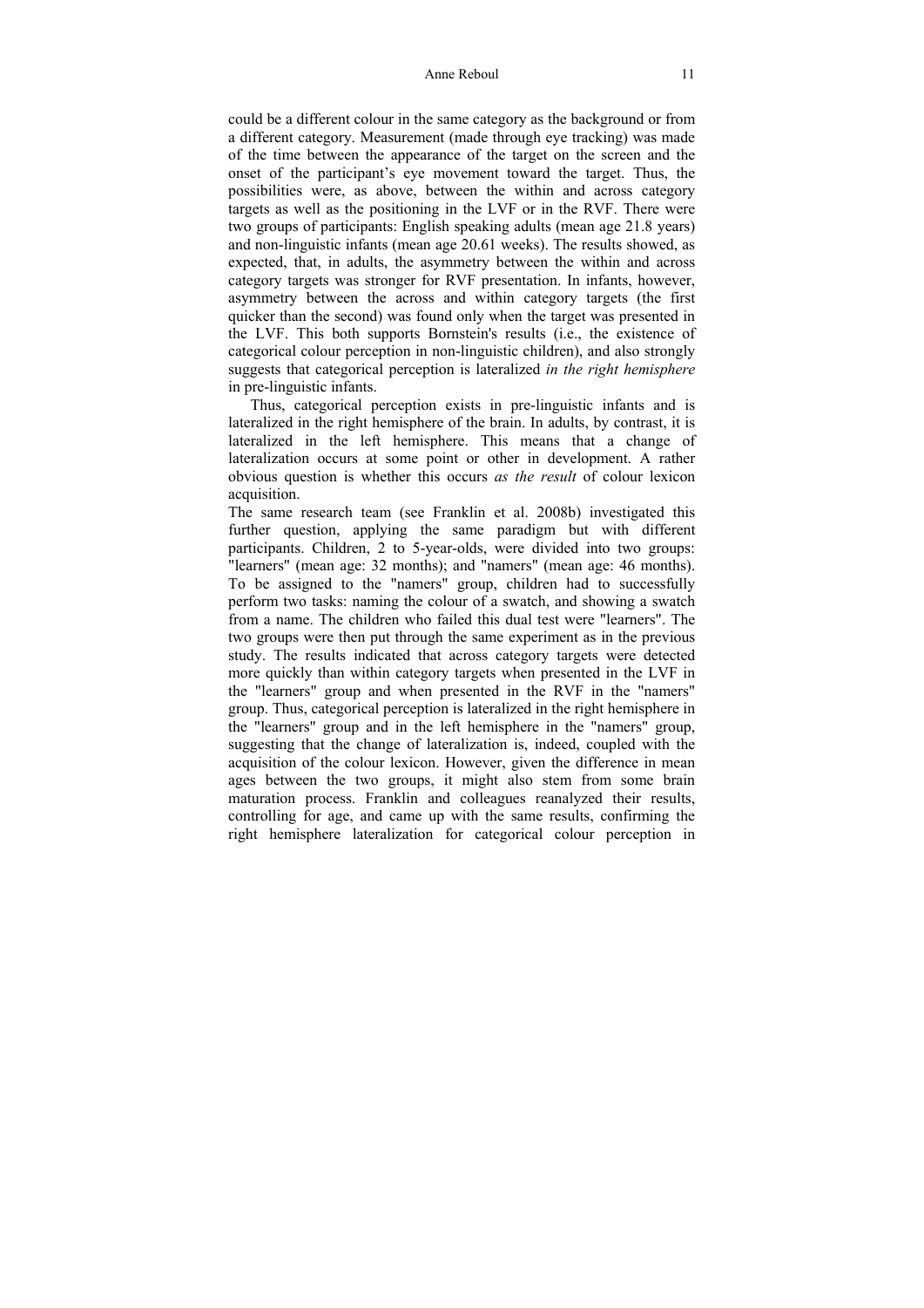could be a different colour in the same category as the background or from a different category. Measurement (made through eye tracking) was made of the time between the appearance of the target on the screen and the onset of the participant's eye movement toward the target. Thus, the possibilities were, as above, between the within and across category targets as well as the positioning in the LVF or in the RVF. There were two groups of participants: English speaking adults (mean age 21.8 years) and non-linguistic infants (mean age 20.61 weeks). The results showed, as expected, that, in adults, the asymmetry between the within and across category targets was stronger for RVF presentation. In infants, however, asymmetry between the across and within category targets (the first quicker than the second) was found only when the target was presented in the LVF. This both supports Bornstein's results (i.e., the existence of categorical colour perception in non-linguistic children), and also strongly suggests that categorical perception is lateralized *in the right hemisphere* in pre-linguistic infants.

Thus, categorical perception exists in pre-linguistic infants and is lateralized in the right hemisphere of the brain. In adults, by contrast, it is lateralized in the left hemisphere. This means that a change of lateralization occurs at some point or other in development. A rather obvious question is whether this occurs *as the result* of colour lexicon acquisition.

The same research team (see Franklin et al. 2008b) investigated this further question, applying the same paradigm but with different participants. Children, 2 to 5-year-olds, were divided into two groups: "learners" (mean age: 32 months); and "namers" (mean age: 46 months). To be assigned to the "namers" group, children had to successfully perform two tasks: naming the colour of a swatch, and showing a swatch from a name. The children who failed this dual test were "learners". The two groups were then put through the same experiment as in the previous study. The results indicated that across category targets were detected more quickly than within category targets when presented in the LVF in the "learners" group and when presented in the RVF in the "namers" group. Thus, categorical perception is lateralized in the right hemisphere in the "learners" group and in the left hemisphere in the "namers" group, suggesting that the change of lateralization is, indeed, coupled with the acquisition of the colour lexicon. However, given the difference in mean ages between the two groups, it might also stem from some brain maturation process. Franklin and colleagues reanalyzed their results, controlling for age, and came up with the same results, confirming the right hemisphere lateralization for categorical colour perception in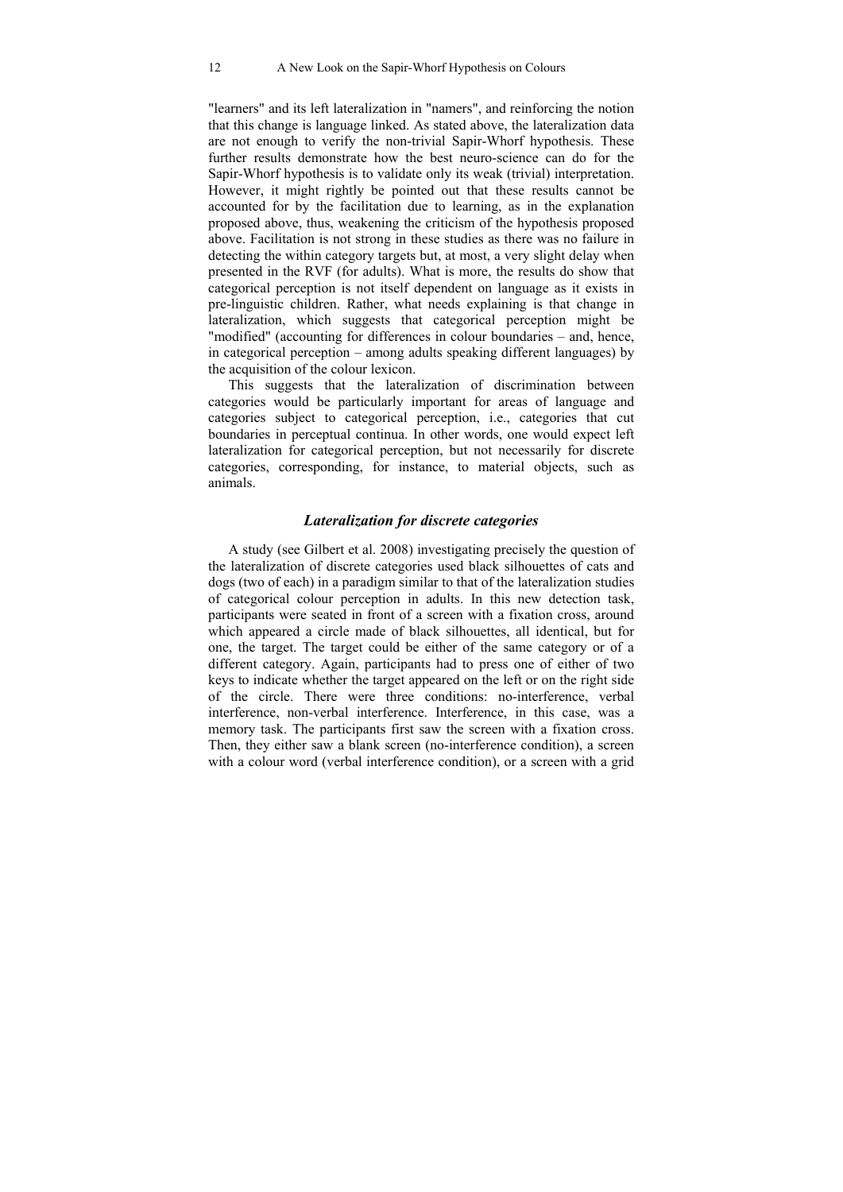"learners" and its left lateralization in "namers", and reinforcing the notion that this change is language linked. As stated above, the lateralization data are not enough to verify the non-trivial Sapir-Whorf hypothesis. These further results demonstrate how the best neuro-science can do for the Sapir-Whorf hypothesis is to validate only its weak (trivial) interpretation. However, it might rightly be pointed out that these results cannot be accounted for by the facilitation due to learning, as in the explanation proposed above, thus, weakening the criticism of the hypothesis proposed above. Facilitation is not strong in these studies as there was no failure in detecting the within category targets but, at most, a very slight delay when presented in the RVF (for adults). What is more, the results do show that categorical perception is not itself dependent on language as it exists in pre-linguistic children. Rather, what needs explaining is that change in lateralization, which suggests that categorical perception might be "modified" (accounting for differences in colour boundaries – and, hence, in categorical perception – among adults speaking different languages) by the acquisition of the colour lexicon.

This suggests that the lateralization of discrimination between categories would be particularly important for areas of language and categories subject to categorical perception, i.e., categories that cut boundaries in perceptual continua. In other words, one would expect left lateralization for categorical perception, but not necessarily for discrete categories, corresponding, for instance, to material objects, such as animals.

### *Lateralization for discrete categories*

A study (see Gilbert et al. 2008) investigating precisely the question of the lateralization of discrete categories used black silhouettes of cats and dogs (two of each) in a paradigm similar to that of the lateralization studies of categorical colour perception in adults. In this new detection task, participants were seated in front of a screen with a fixation cross, around which appeared a circle made of black silhouettes, all identical, but for one, the target. The target could be either of the same category or of a different category. Again, participants had to press one of either of two keys to indicate whether the target appeared on the left or on the right side of the circle. There were three conditions: no-interference, verbal interference, non-verbal interference. Interference, in this case, was a memory task. The participants first saw the screen with a fixation cross. Then, they either saw a blank screen (no-interference condition), a screen with a colour word (verbal interference condition), or a screen with a grid